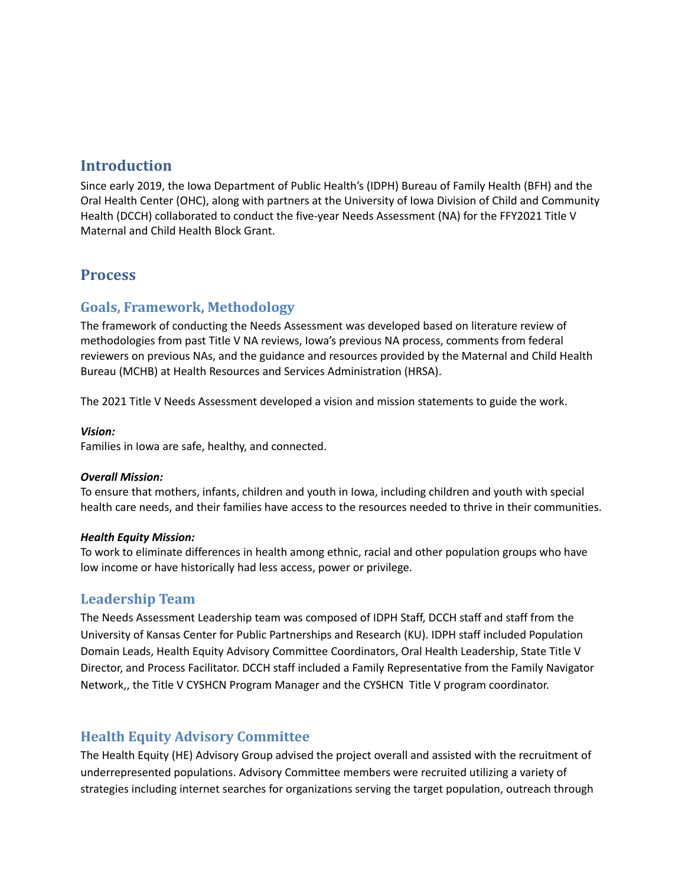# Introduction

Since early 2019, the Iowa Department of Public Health's (IDPH) Bureau of Family Health (BFH) and the Oral Health Center (OHC), along with partners at the University of Iowa Division of Child and Community Health (DCCH) collaborated to conduct the five-year Needs Assessment (NA) for the FFY2021 Title V Maternal and Child Health Block Grant.

# Process

## Goals, Framework, Methodology

The framework of conducting the Needs Assessment was developed based on literature review of methodologies from past Title V NA reviews, Iowa's previous NA process, comments from federal reviewers on previous NAs, and the guidance and resources provided by the Maternal and Child Health Bureau (MCHB) at Health Resources and Services Administration (HRSA).

The 2021 Title V Needs Assessment developed a vision and mission statements to guide the work.

***Vision:***
Families in Iowa are safe, healthy, and connected.

***Overall Mission:***
To ensure that mothers, infants, children and youth in Iowa, including children and youth with special health care needs, and their families have access to the resources needed to thrive in their communities.

***Health Equity Mission:***
To work to eliminate differences in health among ethnic, racial and other population groups who have low income or have historically had less access, power or privilege.

## Leadership Team

The Needs Assessment Leadership team was composed of IDPH Staff, DCCH staff and staff from the University of Kansas Center for Public Partnerships and Research (KU). IDPH staff included Population Domain Leads, Health Equity Advisory Committee Coordinators, Oral Health Leadership, State Title V Director, and Process Facilitator. DCCH staff included a Family Representative from the Family Navigator Network,, the Title V CYSHCN Program Manager and the CYSHCN Title V program coordinator.

## Health Equity Advisory Committee

The Health Equity (HE) Advisory Group advised the project overall and assisted with the recruitment of underrepresented populations. Advisory Committee members were recruited utilizing a variety of strategies including internet searches for organizations serving the target population, outreach through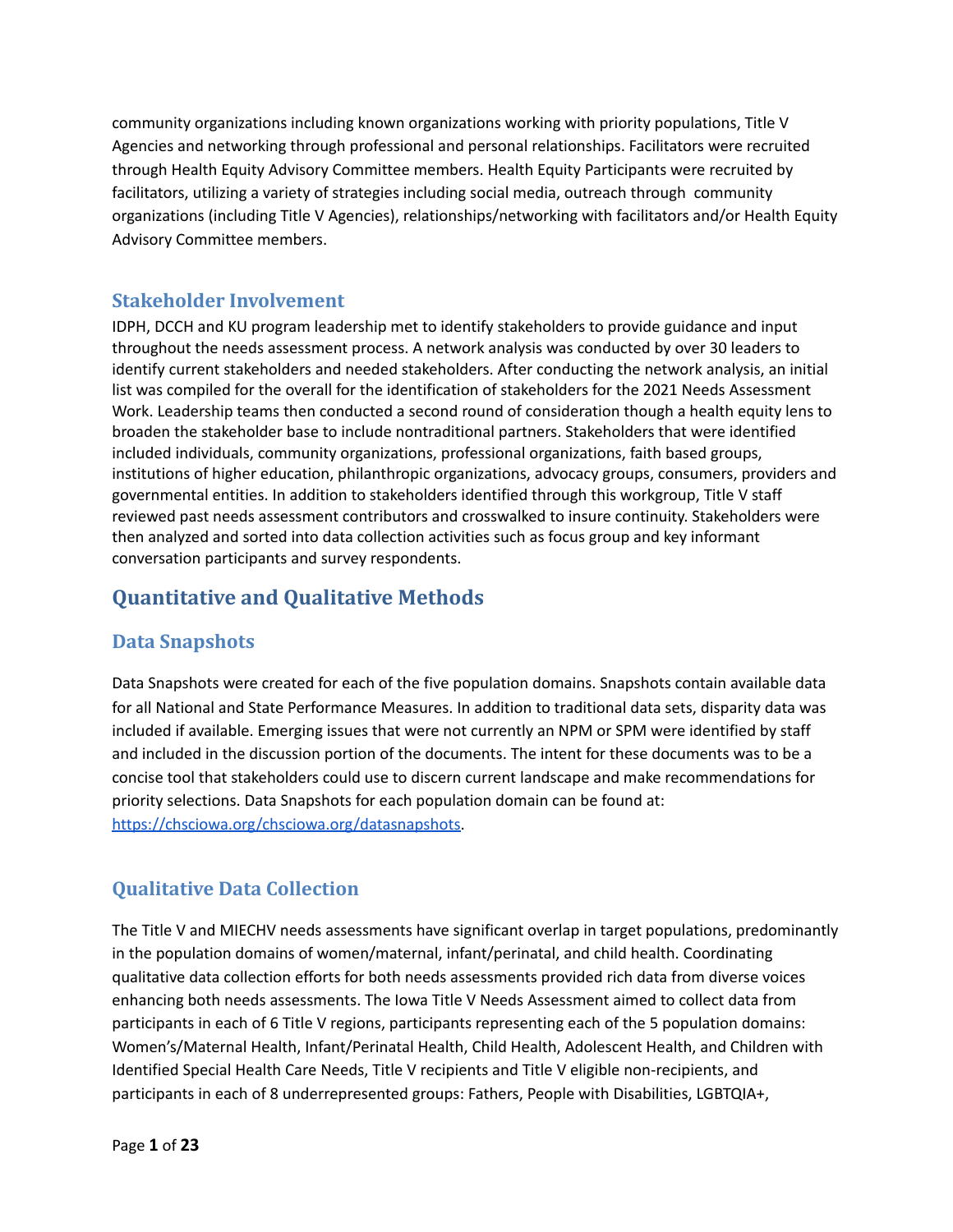community organizations including known organizations working with priority populations, Title V Agencies and networking through professional and personal relationships. Facilitators were recruited through Health Equity Advisory Committee members. Health Equity Participants were recruited by facilitators, utilizing a variety of strategies including social media, outreach through community organizations (including Title V Agencies), relationships/networking with facilitators and/or Health Equity Advisory Committee members.

### Stakeholder Involvement

IDPH, DCCH and KU program leadership met to identify stakeholders to provide guidance and input throughout the needs assessment process. A network analysis was conducted by over 30 leaders to identify current stakeholders and needed stakeholders. After conducting the network analysis, an initial list was compiled for the overall for the identification of stakeholders for the 2021 Needs Assessment Work. Leadership teams then conducted a second round of consideration though a health equity lens to broaden the stakeholder base to include nontraditional partners. Stakeholders that were identified included individuals, community organizations, professional organizations, faith based groups, institutions of higher education, philanthropic organizations, advocacy groups, consumers, providers and governmental entities. In addition to stakeholders identified through this workgroup, Title V staff reviewed past needs assessment contributors and crosswalked to insure continuity. Stakeholders were then analyzed and sorted into data collection activities such as focus group and key informant conversation participants and survey respondents.

## Quantitative and Qualitative Methods

### Data Snapshots

Data Snapshots were created for each of the five population domains. Snapshots contain available data for all National and State Performance Measures. In addition to traditional data sets, disparity data was included if available. Emerging issues that were not currently an NPM or SPM were identified by staff and included in the discussion portion of the documents. The intent for these documents was to be a concise tool that stakeholders could use to discern current landscape and make recommendations for priority selections. Data Snapshots for each population domain can be found at: [https://chsciowa.org/chsciowa.org/datasnapshots](https://chsciowa.org/chsciowa.org/datasnapshots).

### Qualitative Data Collection

The Title V and MIECHV needs assessments have significant overlap in target populations, predominantly in the population domains of women/maternal, infant/perinatal, and child health. Coordinating qualitative data collection efforts for both needs assessments provided rich data from diverse voices enhancing both needs assessments. The Iowa Title V Needs Assessment aimed to collect data from participants in each of 6 Title V regions, participants representing each of the 5 population domains: Women's/Maternal Health, Infant/Perinatal Health, Child Health, Adolescent Health, and Children with Identified Special Health Care Needs, Title V recipients and Title V eligible non-recipients, and participants in each of 8 underrepresented groups: Fathers, People with Disabilities, LGBTQIA+,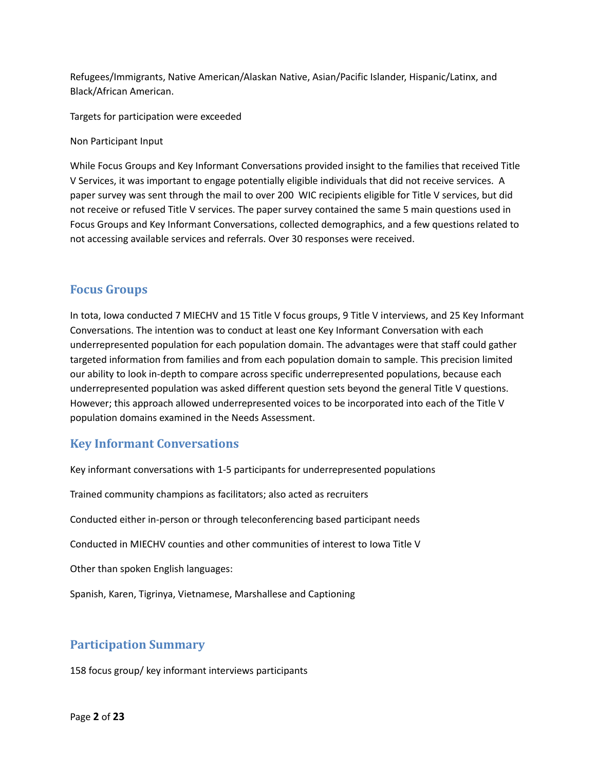Refugees/Immigrants, Native American/Alaskan Native, Asian/Pacific Islander, Hispanic/Latinx, and Black/African American.

Targets for participation were exceeded

Non Participant Input

While Focus Groups and Key Informant Conversations provided insight to the families that received Title V Services, it was important to engage potentially eligible individuals that did not receive services. A paper survey was sent through the mail to over 200 WIC recipients eligible for Title V services, but did not receive or refused Title V services. The paper survey contained the same 5 main questions used in Focus Groups and Key Informant Conversations, collected demographics, and a few questions related to not accessing available services and referrals. Over 30 responses were received.

## Focus Groups

In tota, Iowa conducted 7 MIECHV and 15 Title V focus groups, 9 Title V interviews, and 25 Key Informant Conversations. The intention was to conduct at least one Key Informant Conversation with each underrepresented population for each population domain. The advantages were that staff could gather targeted information from families and from each population domain to sample. This precision limited our ability to look in-depth to compare across specific underrepresented populations, because each underrepresented population was asked different question sets beyond the general Title V questions. However; this approach allowed underrepresented voices to be incorporated into each of the Title V population domains examined in the Needs Assessment.

## Key Informant Conversations

Key informant conversations with 1-5 participants for underrepresented populations

Trained community champions as facilitators; also acted as recruiters

Conducted either in-person or through teleconferencing based participant needs

Conducted in MIECHV counties and other communities of interest to Iowa Title V

Other than spoken English languages:

Spanish, Karen, Tigrinya, Vietnamese, Marshallese and Captioning

## Participation Summary

158 focus group/ key informant interviews participants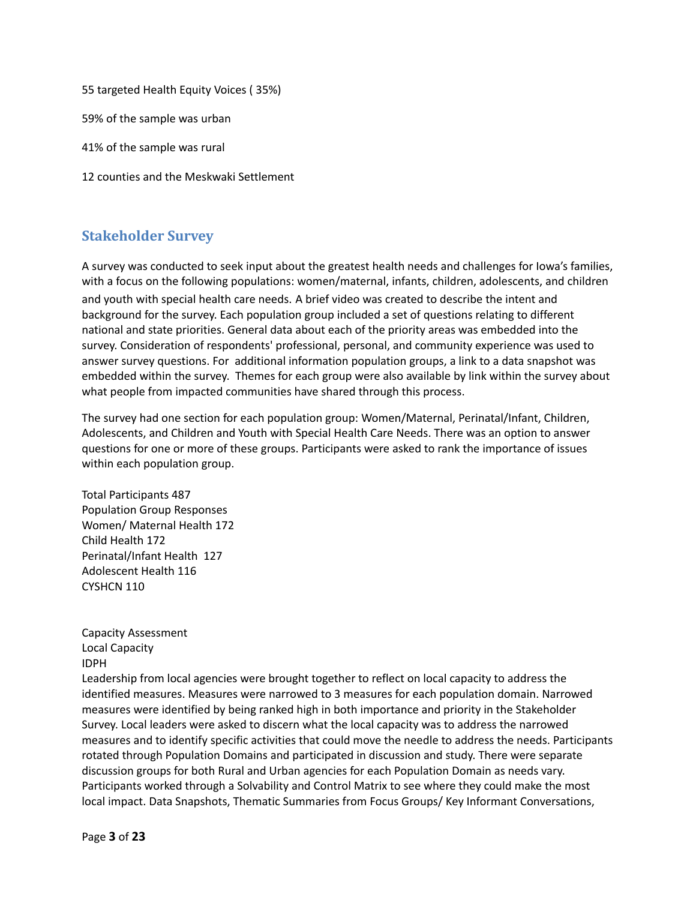55 targeted Health Equity Voices ( 35%)

59% of the sample was urban

41% of the sample was rural

12 counties and the Meskwaki Settlement

## Stakeholder Survey

A survey was conducted to seek input about the greatest health needs and challenges for Iowa's families, with a focus on the following populations: women/maternal, infants, children, adolescents, and children and youth with special health care needs. A brief video was created to describe the intent and background for the survey. Each population group included a set of questions relating to different national and state priorities. General data about each of the priority areas was embedded into the survey. Consideration of respondents' professional, personal, and community experience was used to answer survey questions. For additional information population groups, a link to a data snapshot was embedded within the survey. Themes for each group were also available by link within the survey about what people from impacted communities have shared through this process.

The survey had one section for each population group: Women/Maternal, Perinatal/Infant, Children, Adolescents, and Children and Youth with Special Health Care Needs. There was an option to answer questions for one or more of these groups. Participants were asked to rank the importance of issues within each population group.

Total Participants 487
Population Group Responses
Women/ Maternal Health 172
Child Health 172
Perinatal/Infant Health 127
Adolescent Health 116
CYSHCN 110

Capacity Assessment
Local Capacity
IDPH
Leadership from local agencies were brought together to reflect on local capacity to address the identified measures. Measures were narrowed to 3 measures for each population domain. Narrowed measures were identified by being ranked high in both importance and priority in the Stakeholder Survey. Local leaders were asked to discern what the local capacity was to address the narrowed measures and to identify specific activities that could move the needle to address the needs. Participants rotated through Population Domains and participated in discussion and study. There were separate discussion groups for both Rural and Urban agencies for each Population Domain as needs vary. Participants worked through a Solvability and Control Matrix to see where they could make the most local impact. Data Snapshots, Thematic Summaries from Focus Groups/ Key Informant Conversations,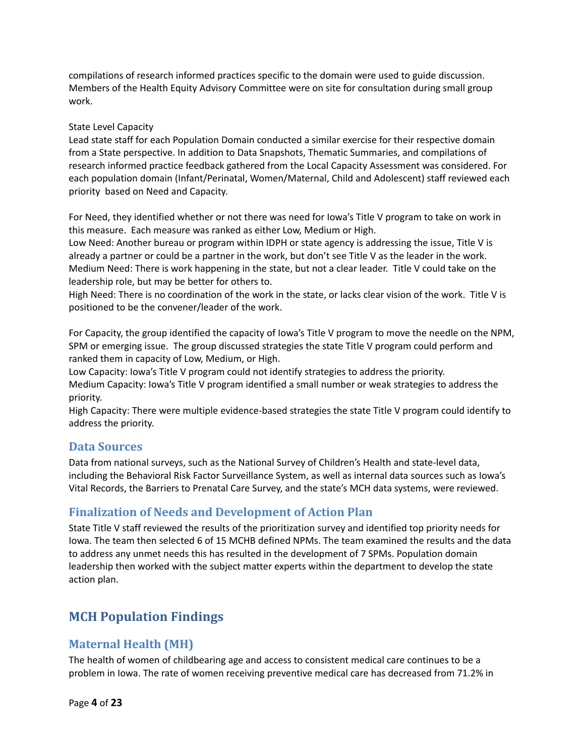compilations of research informed practices specific to the domain were used to guide discussion. Members of the Health Equity Advisory Committee were on site for consultation during small group work.

State Level Capacity

Lead state staff for each Population Domain conducted a similar exercise for their respective domain from a State perspective. In addition to Data Snapshots, Thematic Summaries, and compilations of research informed practice feedback gathered from the Local Capacity Assessment was considered. For each population domain (Infant/Perinatal, Women/Maternal, Child and Adolescent) staff reviewed each priority based on Need and Capacity.

For Need, they identified whether or not there was need for Iowa's Title V program to take on work in this measure. Each measure was ranked as either Low, Medium or High.

Low Need: Another bureau or program within IDPH or state agency is addressing the issue, Title V is already a partner or could be a partner in the work, but don't see Title V as the leader in the work.

Medium Need: There is work happening in the state, but not a clear leader. Title V could take on the leadership role, but may be better for others to.

High Need: There is no coordination of the work in the state, or lacks clear vision of the work. Title V is positioned to be the convener/leader of the work.

For Capacity, the group identified the capacity of Iowa's Title V program to move the needle on the NPM, SPM or emerging issue. The group discussed strategies the state Title V program could perform and ranked them in capacity of Low, Medium, or High.

Low Capacity: Iowa's Title V program could not identify strategies to address the priority.

Medium Capacity: Iowa's Title V program identified a small number or weak strategies to address the priority.

High Capacity: There were multiple evidence-based strategies the state Title V program could identify to address the priority.

### Data Sources

Data from national surveys, such as the National Survey of Children's Health and state-level data, including the Behavioral Risk Factor Surveillance System, as well as internal data sources such as Iowa's Vital Records, the Barriers to Prenatal Care Survey, and the state's MCH data systems, were reviewed.

### Finalization of Needs and Development of Action Plan

State Title V staff reviewed the results of the prioritization survey and identified top priority needs for Iowa. The team then selected 6 of 15 MCHB defined NPMs. The team examined the results and the data to address any unmet needs this has resulted in the development of 7 SPMs. Population domain leadership then worked with the subject matter experts within the department to develop the state action plan.

## MCH Population Findings

### Maternal Health (MH)

The health of women of childbearing age and access to consistent medical care continues to be a problem in Iowa. The rate of women receiving preventive medical care has decreased from 71.2% in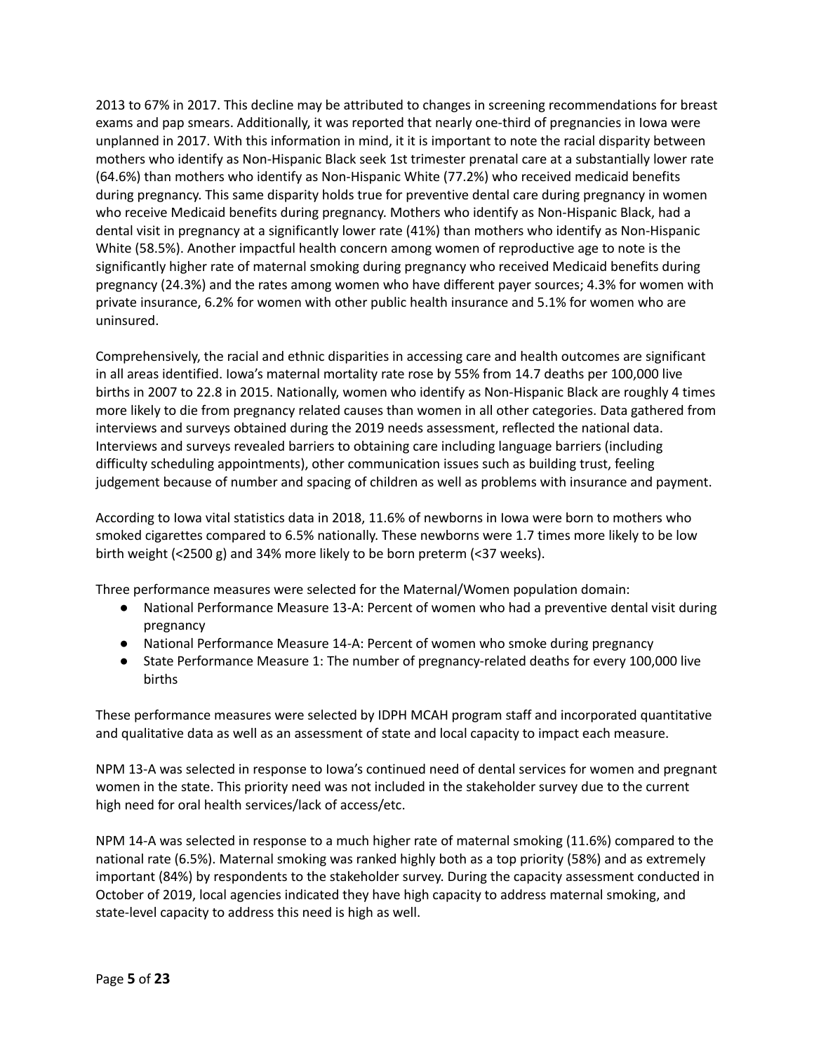2013 to 67% in 2017. This decline may be attributed to changes in screening recommendations for breast exams and pap smears. Additionally, it was reported that nearly one-third of pregnancies in Iowa were unplanned in 2017. With this information in mind, it it is important to note the racial disparity between mothers who identify as Non-Hispanic Black seek 1st trimester prenatal care at a substantially lower rate (64.6%) than mothers who identify as Non-Hispanic White (77.2%) who received medicaid benefits during pregnancy. This same disparity holds true for preventive dental care during pregnancy in women who receive Medicaid benefits during pregnancy. Mothers who identify as Non-Hispanic Black, had a dental visit in pregnancy at a significantly lower rate (41%) than mothers who identify as Non-Hispanic White (58.5%). Another impactful health concern among women of reproductive age to note is the significantly higher rate of maternal smoking during pregnancy who received Medicaid benefits during pregnancy (24.3%) and the rates among women who have different payer sources; 4.3% for women with private insurance, 6.2% for women with other public health insurance and 5.1% for women who are uninsured.

Comprehensively, the racial and ethnic disparities in accessing care and health outcomes are significant in all areas identified. Iowa's maternal mortality rate rose by 55% from 14.7 deaths per 100,000 live births in 2007 to 22.8 in 2015. Nationally, women who identify as Non-Hispanic Black are roughly 4 times more likely to die from pregnancy related causes than women in all other categories. Data gathered from interviews and surveys obtained during the 2019 needs assessment, reflected the national data. Interviews and surveys revealed barriers to obtaining care including language barriers (including difficulty scheduling appointments), other communication issues such as building trust, feeling judgement because of number and spacing of children as well as problems with insurance and payment.

According to Iowa vital statistics data in 2018, 11.6% of newborns in Iowa were born to mothers who smoked cigarettes compared to 6.5% nationally. These newborns were 1.7 times more likely to be low birth weight (<2500 g) and 34% more likely to be born preterm (<37 weeks).

Three performance measures were selected for the Maternal/Women population domain:

- National Performance Measure 13-A: Percent of women who had a preventive dental visit during pregnancy
- National Performance Measure 14-A: Percent of women who smoke during pregnancy
- State Performance Measure 1: The number of pregnancy-related deaths for every 100,000 live births

These performance measures were selected by IDPH MCAH program staff and incorporated quantitative and qualitative data as well as an assessment of state and local capacity to impact each measure.

NPM 13-A was selected in response to Iowa's continued need of dental services for women and pregnant women in the state. This priority need was not included in the stakeholder survey due to the current high need for oral health services/lack of access/etc.

NPM 14-A was selected in response to a much higher rate of maternal smoking (11.6%) compared to the national rate (6.5%). Maternal smoking was ranked highly both as a top priority (58%) and as extremely important (84%) by respondents to the stakeholder survey. During the capacity assessment conducted in October of 2019, local agencies indicated they have high capacity to address maternal smoking, and state-level capacity to address this need is high as well.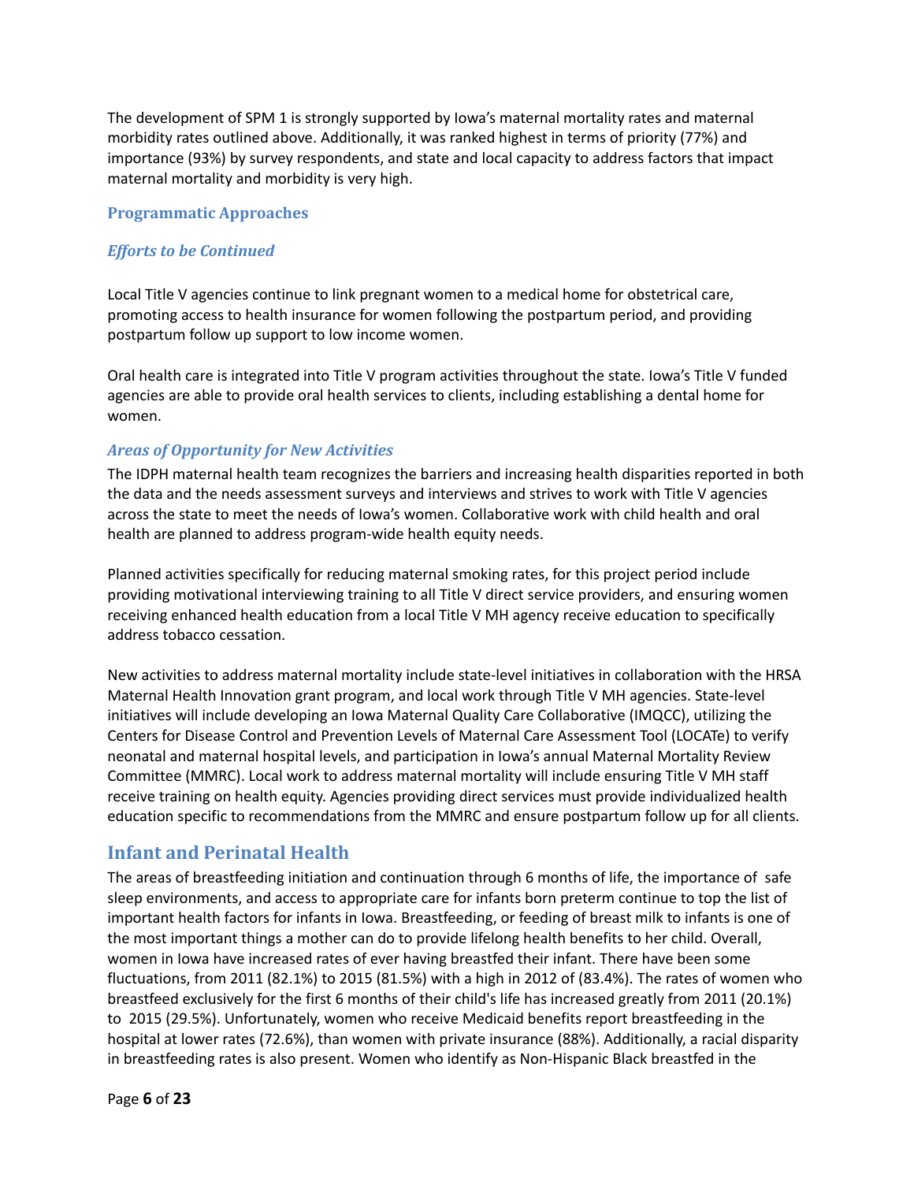The development of SPM 1 is strongly supported by Iowa's maternal mortality rates and maternal morbidity rates outlined above. Additionally, it was ranked highest in terms of priority (77%) and importance (93%) by survey respondents, and state and local capacity to address factors that impact maternal mortality and morbidity is very high.

### Programmatic Approaches

#### *Efforts to be Continued*

Local Title V agencies continue to link pregnant women to a medical home for obstetrical care, promoting access to health insurance for women following the postpartum period, and providing postpartum follow up support to low income women.

Oral health care is integrated into Title V program activities throughout the state. Iowa's Title V funded agencies are able to provide oral health services to clients, including establishing a dental home for women.

#### *Areas of Opportunity for New Activities*

The IDPH maternal health team recognizes the barriers and increasing health disparities reported in both the data and the needs assessment surveys and interviews and strives to work with Title V agencies across the state to meet the needs of Iowa's women. Collaborative work with child health and oral health are planned to address program-wide health equity needs.

Planned activities specifically for reducing maternal smoking rates, for this project period include providing motivational interviewing training to all Title V direct service providers, and ensuring women receiving enhanced health education from a local Title V MH agency receive education to specifically address tobacco cessation.

New activities to address maternal mortality include state-level initiatives in collaboration with the HRSA Maternal Health Innovation grant program, and local work through Title V MH agencies. State-level initiatives will include developing an Iowa Maternal Quality Care Collaborative (IMQCC), utilizing the Centers for Disease Control and Prevention Levels of Maternal Care Assessment Tool (LOCATe) to verify neonatal and maternal hospital levels, and participation in Iowa's annual Maternal Mortality Review Committee (MMRC). Local work to address maternal mortality will include ensuring Title V MH staff receive training on health equity. Agencies providing direct services must provide individualized health education specific to recommendations from the MMRC and ensure postpartum follow up for all clients.

## Infant and Perinatal Health

The areas of breastfeeding initiation and continuation through 6 months of life, the importance of safe sleep environments, and access to appropriate care for infants born preterm continue to top the list of important health factors for infants in Iowa. Breastfeeding, or feeding of breast milk to infants is one of the most important things a mother can do to provide lifelong health benefits to her child. Overall, women in Iowa have increased rates of ever having breastfed their infant. There have been some fluctuations, from 2011 (82.1%) to 2015 (81.5%) with a high in 2012 of (83.4%). The rates of women who breastfeed exclusively for the first 6 months of their child's life has increased greatly from 2011 (20.1%) to 2015 (29.5%). Unfortunately, women who receive Medicaid benefits report breastfeeding in the hospital at lower rates (72.6%), than women with private insurance (88%). Additionally, a racial disparity in breastfeeding rates is also present. Women who identify as Non-Hispanic Black breastfed in the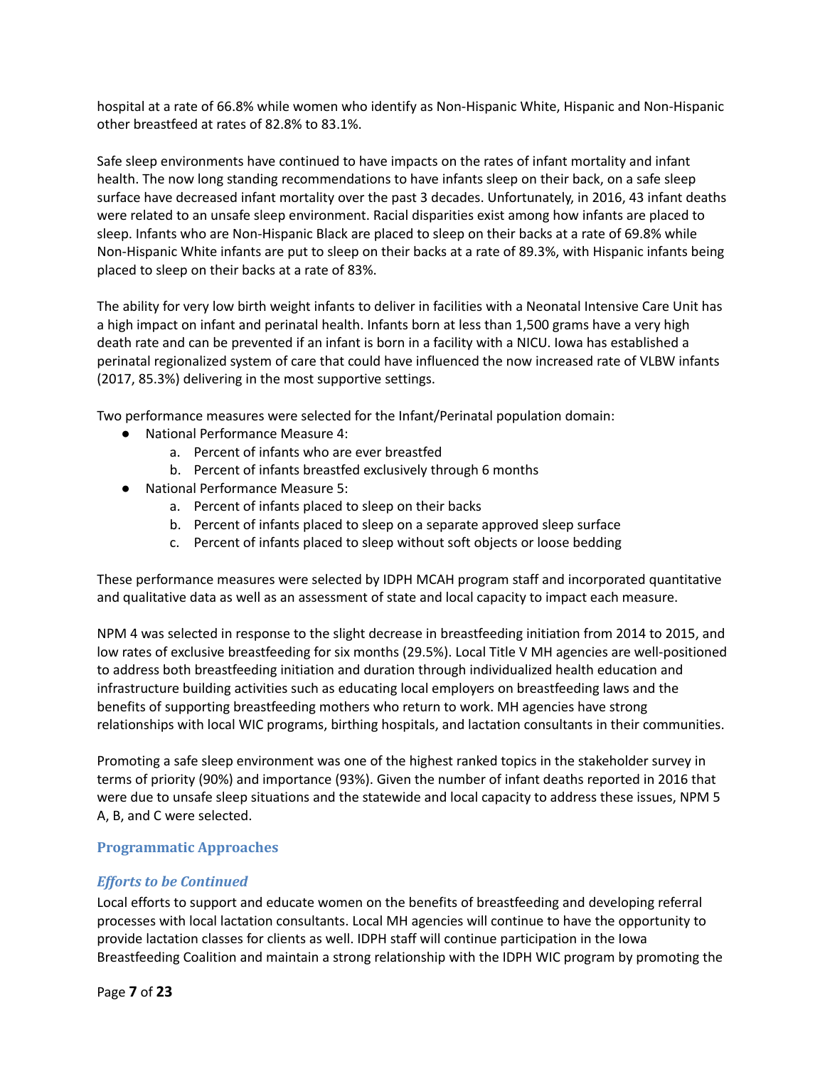hospital at a rate of 66.8% while women who identify as Non-Hispanic White, Hispanic and Non-Hispanic other breastfeed at rates of 82.8% to 83.1%.

Safe sleep environments have continued to have impacts on the rates of infant mortality and infant health. The now long standing recommendations to have infants sleep on their back, on a safe sleep surface have decreased infant mortality over the past 3 decades. Unfortunately, in 2016, 43 infant deaths were related to an unsafe sleep environment. Racial disparities exist among how infants are placed to sleep. Infants who are Non-Hispanic Black are placed to sleep on their backs at a rate of 69.8% while Non-Hispanic White infants are put to sleep on their backs at a rate of 89.3%, with Hispanic infants being placed to sleep on their backs at a rate of 83%.

The ability for very low birth weight infants to deliver in facilities with a Neonatal Intensive Care Unit has a high impact on infant and perinatal health. Infants born at less than 1,500 grams have a very high death rate and can be prevented if an infant is born in a facility with a NICU. Iowa has established a perinatal regionalized system of care that could have influenced the now increased rate of VLBW infants (2017, 85.3%) delivering in the most supportive settings.

Two performance measures were selected for the Infant/Perinatal population domain:

- National Performance Measure 4:
  a. Percent of infants who are ever breastfed
  b. Percent of infants breastfed exclusively through 6 months
- National Performance Measure 5:
  a. Percent of infants placed to sleep on their backs
  b. Percent of infants placed to sleep on a separate approved sleep surface
  c. Percent of infants placed to sleep without soft objects or loose bedding

These performance measures were selected by IDPH MCAH program staff and incorporated quantitative and qualitative data as well as an assessment of state and local capacity to impact each measure.

NPM 4 was selected in response to the slight decrease in breastfeeding initiation from 2014 to 2015, and low rates of exclusive breastfeeding for six months (29.5%). Local Title V MH agencies are well-positioned to address both breastfeeding initiation and duration through individualized health education and infrastructure building activities such as educating local employers on breastfeeding laws and the benefits of supporting breastfeeding mothers who return to work. MH agencies have strong relationships with local WIC programs, birthing hospitals, and lactation consultants in their communities.

Promoting a safe sleep environment was one of the highest ranked topics in the stakeholder survey in terms of priority (90%) and importance (93%). Given the number of infant deaths reported in 2016 that were due to unsafe sleep situations and the statewide and local capacity to address these issues, NPM 5 A, B, and C were selected.

## Programmatic Approaches

### *Efforts to be Continued*

Local efforts to support and educate women on the benefits of breastfeeding and developing referral processes with local lactation consultants. Local MH agencies will continue to have the opportunity to provide lactation classes for clients as well. IDPH staff will continue participation in the Iowa Breastfeeding Coalition and maintain a strong relationship with the IDPH WIC program by promoting the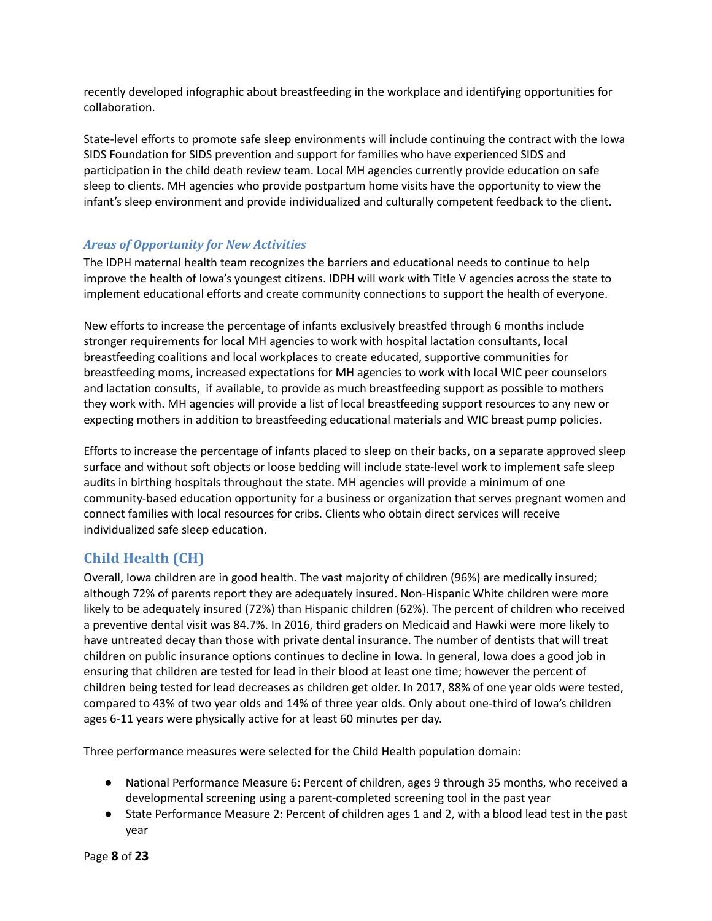recently developed infographic about breastfeeding in the workplace and identifying opportunities for collaboration.

State-level efforts to promote safe sleep environments will include continuing the contract with the Iowa SIDS Foundation for SIDS prevention and support for families who have experienced SIDS and participation in the child death review team. Local MH agencies currently provide education on safe sleep to clients. MH agencies who provide postpartum home visits have the opportunity to view the infant's sleep environment and provide individualized and culturally competent feedback to the client.

### *Areas of Opportunity for New Activities*

The IDPH maternal health team recognizes the barriers and educational needs to continue to help improve the health of Iowa's youngest citizens. IDPH will work with Title V agencies across the state to implement educational efforts and create community connections to support the health of everyone.

New efforts to increase the percentage of infants exclusively breastfed through 6 months include stronger requirements for local MH agencies to work with hospital lactation consultants, local breastfeeding coalitions and local workplaces to create educated, supportive communities for breastfeeding moms, increased expectations for MH agencies to work with local WIC peer counselors and lactation consults, if available, to provide as much breastfeeding support as possible to mothers they work with. MH agencies will provide a list of local breastfeeding support resources to any new or expecting mothers in addition to breastfeeding educational materials and WIC breast pump policies.

Efforts to increase the percentage of infants placed to sleep on their backs, on a separate approved sleep surface and without soft objects or loose bedding will include state-level work to implement safe sleep audits in birthing hospitals throughout the state. MH agencies will provide a minimum of one community-based education opportunity for a business or organization that serves pregnant women and connect families with local resources for cribs. Clients who obtain direct services will receive individualized safe sleep education.

## Child Health (CH)

Overall, Iowa children are in good health. The vast majority of children (96%) are medically insured; although 72% of parents report they are adequately insured. Non-Hispanic White children were more likely to be adequately insured (72%) than Hispanic children (62%). The percent of children who received a preventive dental visit was 84.7%. In 2016, third graders on Medicaid and Hawki were more likely to have untreated decay than those with private dental insurance. The number of dentists that will treat children on public insurance options continues to decline in Iowa. In general, Iowa does a good job in ensuring that children are tested for lead in their blood at least one time; however the percent of children being tested for lead decreases as children get older. In 2017, 88% of one year olds were tested, compared to 43% of two year olds and 14% of three year olds. Only about one-third of Iowa's children ages 6-11 years were physically active for at least 60 minutes per day.

Three performance measures were selected for the Child Health population domain:

- National Performance Measure 6: Percent of children, ages 9 through 35 months, who received a developmental screening using a parent-completed screening tool in the past year
- State Performance Measure 2: Percent of children ages 1 and 2, with a blood lead test in the past year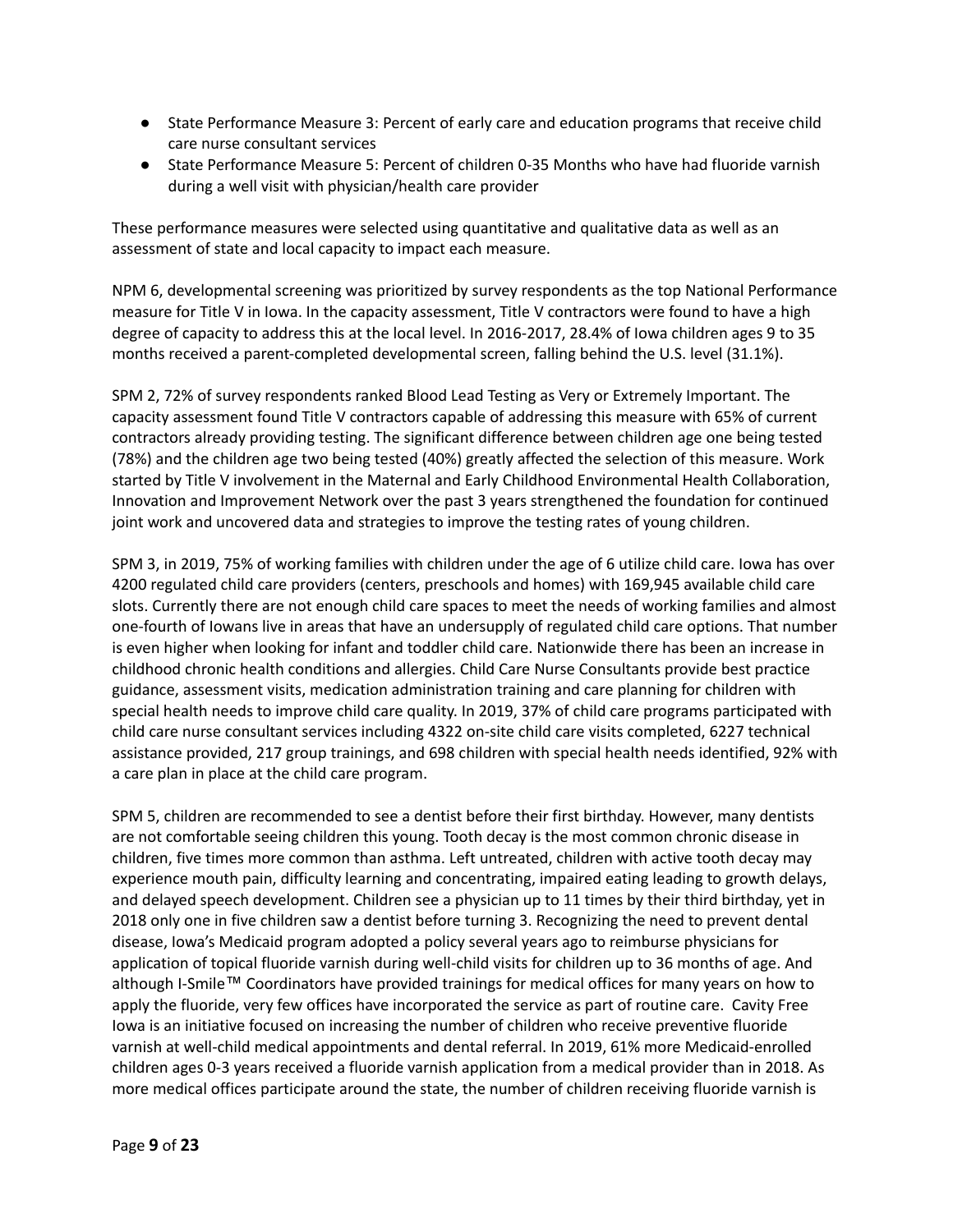- State Performance Measure 3: Percent of early care and education programs that receive child care nurse consultant services
- State Performance Measure 5: Percent of children 0-35 Months who have had fluoride varnish during a well visit with physician/health care provider

These performance measures were selected using quantitative and qualitative data as well as an assessment of state and local capacity to impact each measure.

NPM 6, developmental screening was prioritized by survey respondents as the top National Performance measure for Title V in Iowa. In the capacity assessment, Title V contractors were found to have a high degree of capacity to address this at the local level. In 2016-2017, 28.4% of Iowa children ages 9 to 35 months received a parent-completed developmental screen, falling behind the U.S. level (31.1%).

SPM 2, 72% of survey respondents ranked Blood Lead Testing as Very or Extremely Important. The capacity assessment found Title V contractors capable of addressing this measure with 65% of current contractors already providing testing. The significant difference between children age one being tested (78%) and the children age two being tested (40%) greatly affected the selection of this measure. Work started by Title V involvement in the Maternal and Early Childhood Environmental Health Collaboration, Innovation and Improvement Network over the past 3 years strengthened the foundation for continued joint work and uncovered data and strategies to improve the testing rates of young children.

SPM 3, in 2019, 75% of working families with children under the age of 6 utilize child care. Iowa has over 4200 regulated child care providers (centers, preschools and homes) with 169,945 available child care slots. Currently there are not enough child care spaces to meet the needs of working families and almost one-fourth of Iowans live in areas that have an undersupply of regulated child care options. That number is even higher when looking for infant and toddler child care. Nationwide there has been an increase in childhood chronic health conditions and allergies. Child Care Nurse Consultants provide best practice guidance, assessment visits, medication administration training and care planning for children with special health needs to improve child care quality. In 2019, 37% of child care programs participated with child care nurse consultant services including 4322 on-site child care visits completed, 6227 technical assistance provided, 217 group trainings, and 698 children with special health needs identified, 92% with a care plan in place at the child care program.

SPM 5, children are recommended to see a dentist before their first birthday. However, many dentists are not comfortable seeing children this young. Tooth decay is the most common chronic disease in children, five times more common than asthma. Left untreated, children with active tooth decay may experience mouth pain, difficulty learning and concentrating, impaired eating leading to growth delays, and delayed speech development. Children see a physician up to 11 times by their third birthday, yet in 2018 only one in five children saw a dentist before turning 3. Recognizing the need to prevent dental disease, Iowa's Medicaid program adopted a policy several years ago to reimburse physicians for application of topical fluoride varnish during well-child visits for children up to 36 months of age. And although I-Smile™ Coordinators have provided trainings for medical offices for many years on how to apply the fluoride, very few offices have incorporated the service as part of routine care. Cavity Free Iowa is an initiative focused on increasing the number of children who receive preventive fluoride varnish at well-child medical appointments and dental referral. In 2019, 61% more Medicaid-enrolled children ages 0-3 years received a fluoride varnish application from a medical provider than in 2018. As more medical offices participate around the state, the number of children receiving fluoride varnish is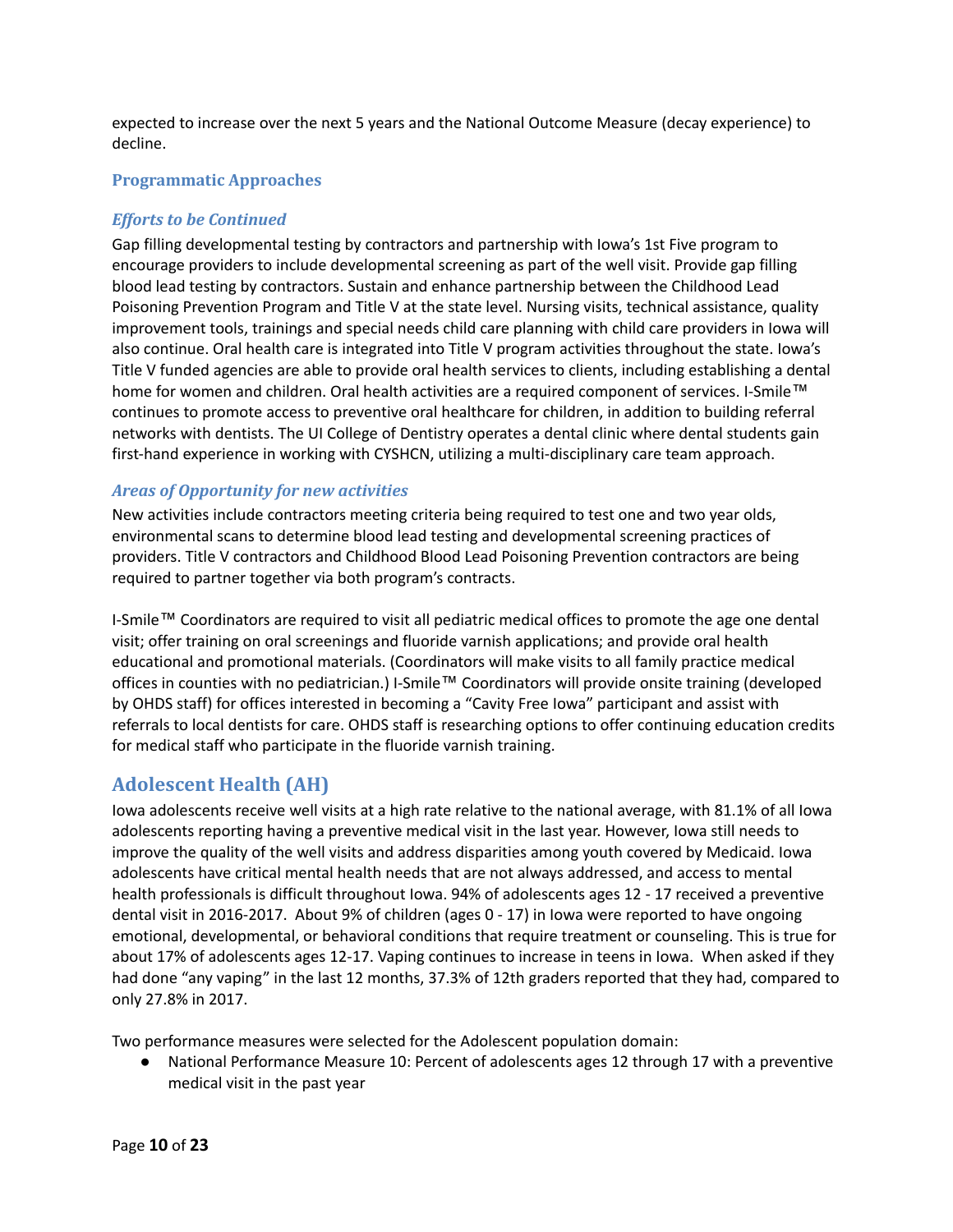expected to increase over the next 5 years and the National Outcome Measure (decay experience) to decline.

### Programmatic Approaches

#### *Efforts to be Continued*

Gap filling developmental testing by contractors and partnership with Iowa's 1st Five program to encourage providers to include developmental screening as part of the well visit. Provide gap filling blood lead testing by contractors. Sustain and enhance partnership between the Childhood Lead Poisoning Prevention Program and Title V at the state level. Nursing visits, technical assistance, quality improvement tools, trainings and special needs child care planning with child care providers in Iowa will also continue. Oral health care is integrated into Title V program activities throughout the state. Iowa's Title V funded agencies are able to provide oral health services to clients, including establishing a dental home for women and children. Oral health activities are a required component of services. I-Smile™ continues to promote access to preventive oral healthcare for children, in addition to building referral networks with dentists. The UI College of Dentistry operates a dental clinic where dental students gain first-hand experience in working with CYSHCN, utilizing a multi-disciplinary care team approach.

#### *Areas of Opportunity for new activities*

New activities include contractors meeting criteria being required to test one and two year olds, environmental scans to determine blood lead testing and developmental screening practices of providers. Title V contractors and Childhood Blood Lead Poisoning Prevention contractors are being required to partner together via both program's contracts.

I-Smile™ Coordinators are required to visit all pediatric medical offices to promote the age one dental visit; offer training on oral screenings and fluoride varnish applications; and provide oral health educational and promotional materials. (Coordinators will make visits to all family practice medical offices in counties with no pediatrician.) I-Smile™ Coordinators will provide onsite training (developed by OHDS staff) for offices interested in becoming a "Cavity Free Iowa" participant and assist with referrals to local dentists for care. OHDS staff is researching options to offer continuing education credits for medical staff who participate in the fluoride varnish training.

## Adolescent Health (AH)

Iowa adolescents receive well visits at a high rate relative to the national average, with 81.1% of all Iowa adolescents reporting having a preventive medical visit in the last year. However, Iowa still needs to improve the quality of the well visits and address disparities among youth covered by Medicaid. Iowa adolescents have critical mental health needs that are not always addressed, and access to mental health professionals is difficult throughout Iowa. 94% of adolescents ages 12 - 17 received a preventive dental visit in 2016-2017. About 9% of children (ages 0 - 17) in Iowa were reported to have ongoing emotional, developmental, or behavioral conditions that require treatment or counseling. This is true for about 17% of adolescents ages 12-17. Vaping continues to increase in teens in Iowa. When asked if they had done "any vaping" in the last 12 months, 37.3% of 12th graders reported that they had, compared to only 27.8% in 2017.

Two performance measures were selected for the Adolescent population domain:

- National Performance Measure 10: Percent of adolescents ages 12 through 17 with a preventive medical visit in the past year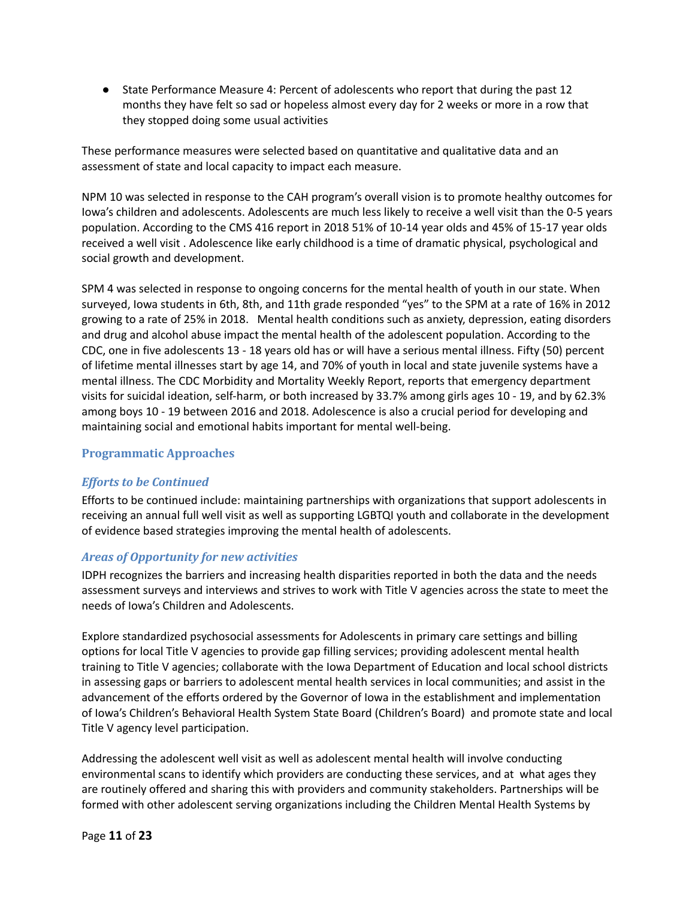- State Performance Measure 4: Percent of adolescents who report that during the past 12 months they have felt so sad or hopeless almost every day for 2 weeks or more in a row that they stopped doing some usual activities

These performance measures were selected based on quantitative and qualitative data and an assessment of state and local capacity to impact each measure.

NPM 10 was selected in response to the CAH program's overall vision is to promote healthy outcomes for Iowa's children and adolescents. Adolescents are much less likely to receive a well visit than the 0-5 years population. According to the CMS 416 report in 2018 51% of 10-14 year olds and 45% of 15-17 year olds received a well visit . Adolescence like early childhood is a time of dramatic physical, psychological and social growth and development.

SPM 4 was selected in response to ongoing concerns for the mental health of youth in our state. When surveyed, Iowa students in 6th, 8th, and 11th grade responded "yes" to the SPM at a rate of 16% in 2012 growing to a rate of 25% in 2018. Mental health conditions such as anxiety, depression, eating disorders and drug and alcohol abuse impact the mental health of the adolescent population. According to the CDC, one in five adolescents 13 - 18 years old has or will have a serious mental illness. Fifty (50) percent of lifetime mental illnesses start by age 14, and 70% of youth in local and state juvenile systems have a mental illness. The CDC Morbidity and Mortality Weekly Report, reports that emergency department visits for suicidal ideation, self-harm, or both increased by 33.7% among girls ages 10 - 19, and by 62.3% among boys 10 - 19 between 2016 and 2018. Adolescence is also a crucial period for developing and maintaining social and emotional habits important for mental well-being.

### Programmatic Approaches

#### *Efforts to be Continued*

Efforts to be continued include: maintaining partnerships with organizations that support adolescents in receiving an annual full well visit as well as supporting LGBTQI youth and collaborate in the development of evidence based strategies improving the mental health of adolescents.

#### *Areas of Opportunity for new activities*

IDPH recognizes the barriers and increasing health disparities reported in both the data and the needs assessment surveys and interviews and strives to work with Title V agencies across the state to meet the needs of Iowa's Children and Adolescents.

Explore standardized psychosocial assessments for Adolescents in primary care settings and billing options for local Title V agencies to provide gap filling services; providing adolescent mental health training to Title V agencies; collaborate with the Iowa Department of Education and local school districts in assessing gaps or barriers to adolescent mental health services in local communities; and assist in the advancement of the efforts ordered by the Governor of Iowa in the establishment and implementation of Iowa's Children's Behavioral Health System State Board (Children's Board) and promote state and local Title V agency level participation.

Addressing the adolescent well visit as well as adolescent mental health will involve conducting environmental scans to identify which providers are conducting these services, and at what ages they are routinely offered and sharing this with providers and community stakeholders. Partnerships will be formed with other adolescent serving organizations including the Children Mental Health Systems by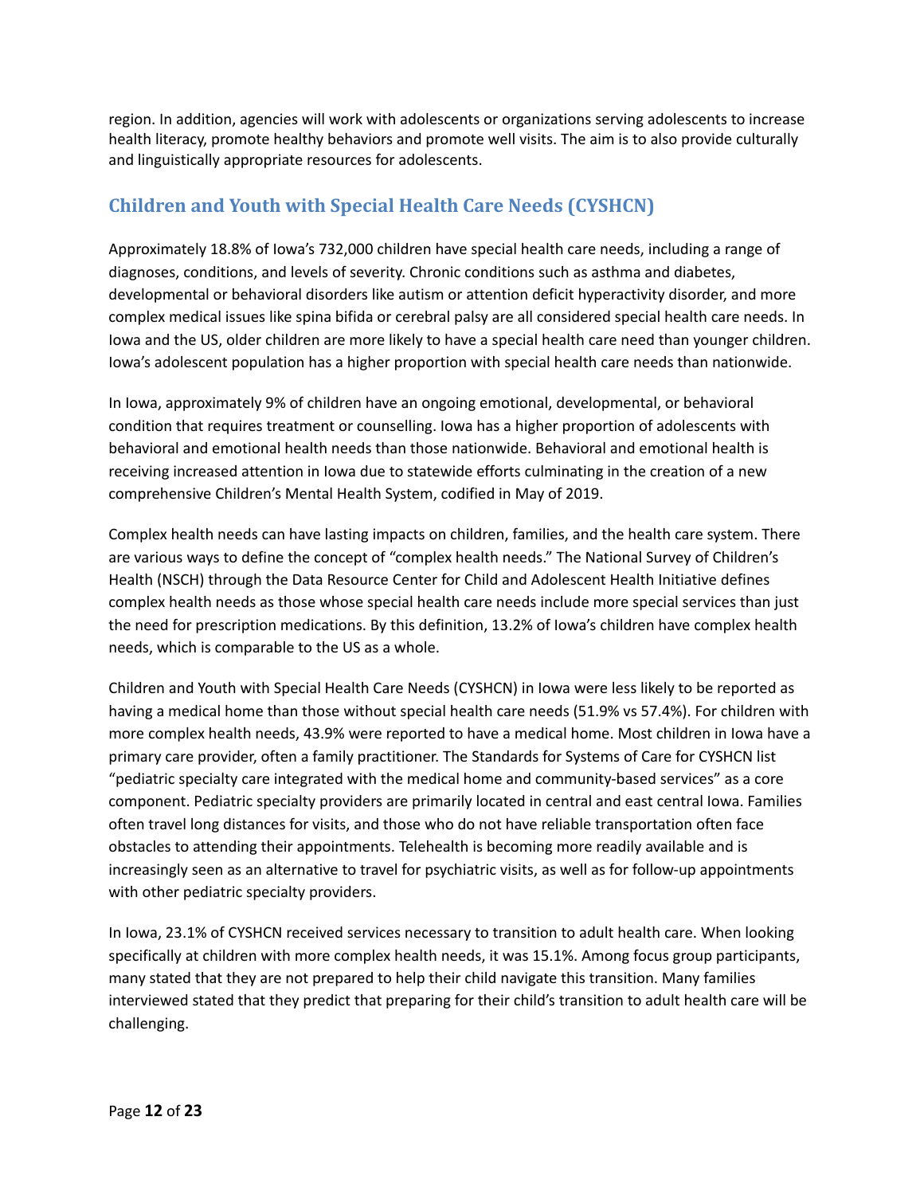region. In addition, agencies will work with adolescents or organizations serving adolescents to increase health literacy, promote healthy behaviors and promote well visits. The aim is to also provide culturally and linguistically appropriate resources for adolescents.

## Children and Youth with Special Health Care Needs (CYSHCN)

Approximately 18.8% of Iowa's 732,000 children have special health care needs, including a range of diagnoses, conditions, and levels of severity. Chronic conditions such as asthma and diabetes, developmental or behavioral disorders like autism or attention deficit hyperactivity disorder, and more complex medical issues like spina bifida or cerebral palsy are all considered special health care needs. In Iowa and the US, older children are more likely to have a special health care need than younger children. Iowa's adolescent population has a higher proportion with special health care needs than nationwide.

In Iowa, approximately 9% of children have an ongoing emotional, developmental, or behavioral condition that requires treatment or counselling. Iowa has a higher proportion of adolescents with behavioral and emotional health needs than those nationwide. Behavioral and emotional health is receiving increased attention in Iowa due to statewide efforts culminating in the creation of a new comprehensive Children's Mental Health System, codified in May of 2019.

Complex health needs can have lasting impacts on children, families, and the health care system. There are various ways to define the concept of "complex health needs." The National Survey of Children's Health (NSCH) through the Data Resource Center for Child and Adolescent Health Initiative defines complex health needs as those whose special health care needs include more special services than just the need for prescription medications. By this definition, 13.2% of Iowa's children have complex health needs, which is comparable to the US as a whole.

Children and Youth with Special Health Care Needs (CYSHCN) in Iowa were less likely to be reported as having a medical home than those without special health care needs (51.9% vs 57.4%). For children with more complex health needs, 43.9% were reported to have a medical home. Most children in Iowa have a primary care provider, often a family practitioner. The Standards for Systems of Care for CYSHCN list "pediatric specialty care integrated with the medical home and community-based services" as a core component. Pediatric specialty providers are primarily located in central and east central Iowa. Families often travel long distances for visits, and those who do not have reliable transportation often face obstacles to attending their appointments. Telehealth is becoming more readily available and is increasingly seen as an alternative to travel for psychiatric visits, as well as for follow-up appointments with other pediatric specialty providers.

In Iowa, 23.1% of CYSHCN received services necessary to transition to adult health care. When looking specifically at children with more complex health needs, it was 15.1%. Among focus group participants, many stated that they are not prepared to help their child navigate this transition. Many families interviewed stated that they predict that preparing for their child's transition to adult health care will be challenging.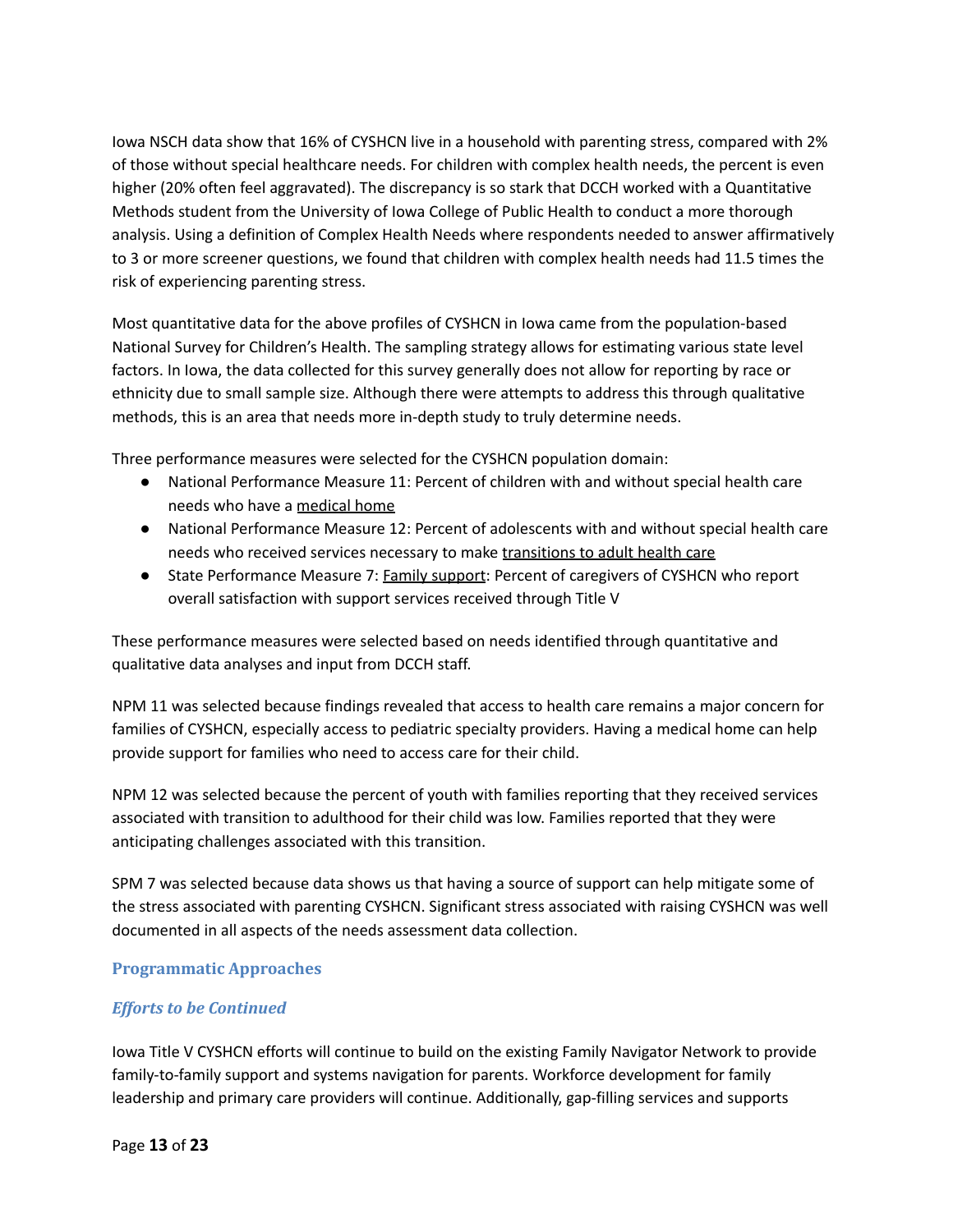Iowa NSCH data show that 16% of CYSHCN live in a household with parenting stress, compared with 2% of those without special healthcare needs. For children with complex health needs, the percent is even higher (20% often feel aggravated). The discrepancy is so stark that DCCH worked with a Quantitative Methods student from the University of Iowa College of Public Health to conduct a more thorough analysis. Using a definition of Complex Health Needs where respondents needed to answer affirmatively to 3 or more screener questions, we found that children with complex health needs had 11.5 times the risk of experiencing parenting stress.

Most quantitative data for the above profiles of CYSHCN in Iowa came from the population-based National Survey for Children's Health. The sampling strategy allows for estimating various state level factors. In Iowa, the data collected for this survey generally does not allow for reporting by race or ethnicity due to small sample size. Although there were attempts to address this through qualitative methods, this is an area that needs more in-depth study to truly determine needs.

Three performance measures were selected for the CYSHCN population domain:

- National Performance Measure 11: Percent of children with and without special health care needs who have a medical home
- National Performance Measure 12: Percent of adolescents with and without special health care needs who received services necessary to make transitions to adult health care
- State Performance Measure 7: Family support: Percent of caregivers of CYSHCN who report overall satisfaction with support services received through Title V

These performance measures were selected based on needs identified through quantitative and qualitative data analyses and input from DCCH staff.

NPM 11 was selected because findings revealed that access to health care remains a major concern for families of CYSHCN, especially access to pediatric specialty providers. Having a medical home can help provide support for families who need to access care for their child.

NPM 12 was selected because the percent of youth with families reporting that they received services associated with transition to adulthood for their child was low. Families reported that they were anticipating challenges associated with this transition.

SPM 7 was selected because data shows us that having a source of support can help mitigate some of the stress associated with parenting CYSHCN. Significant stress associated with raising CYSHCN was well documented in all aspects of the needs assessment data collection.

### Programmatic Approaches

#### *Efforts to be Continued*

Iowa Title V CYSHCN efforts will continue to build on the existing Family Navigator Network to provide family-to-family support and systems navigation for parents. Workforce development for family leadership and primary care providers will continue. Additionally, gap-filling services and supports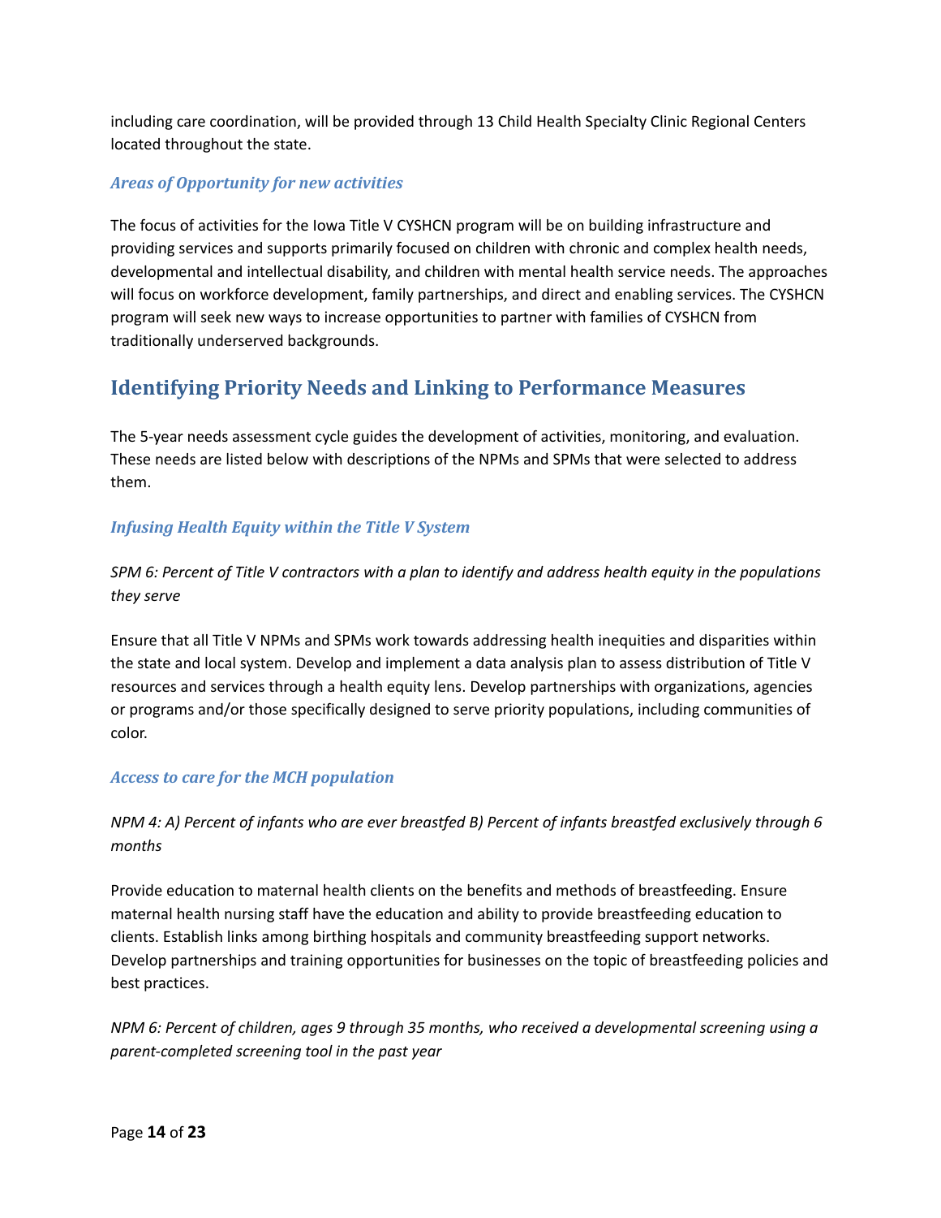including care coordination, will be provided through 13 Child Health Specialty Clinic Regional Centers located throughout the state.

### *Areas of Opportunity for new activities*

The focus of activities for the Iowa Title V CYSHCN program will be on building infrastructure and providing services and supports primarily focused on children with chronic and complex health needs, developmental and intellectual disability, and children with mental health service needs. The approaches will focus on workforce development, family partnerships, and direct and enabling services. The CYSHCN program will seek new ways to increase opportunities to partner with families of CYSHCN from traditionally underserved backgrounds.

## Identifying Priority Needs and Linking to Performance Measures

The 5-year needs assessment cycle guides the development of activities, monitoring, and evaluation. These needs are listed below with descriptions of the NPMs and SPMs that were selected to address them.

### *Infusing Health Equity within the Title V System*

*SPM 6: Percent of Title V contractors with a plan to identify and address health equity in the populations they serve*

Ensure that all Title V NPMs and SPMs work towards addressing health inequities and disparities within the state and local system. Develop and implement a data analysis plan to assess distribution of Title V resources and services through a health equity lens. Develop partnerships with organizations, agencies or programs and/or those specifically designed to serve priority populations, including communities of color.

### *Access to care for the MCH population*

*NPM 4: A) Percent of infants who are ever breastfed B) Percent of infants breastfed exclusively through 6 months*

Provide education to maternal health clients on the benefits and methods of breastfeeding. Ensure maternal health nursing staff have the education and ability to provide breastfeeding education to clients. Establish links among birthing hospitals and community breastfeeding support networks. Develop partnerships and training opportunities for businesses on the topic of breastfeeding policies and best practices.

*NPM 6: Percent of children, ages 9 through 35 months, who received a developmental screening using a parent-completed screening tool in the past year*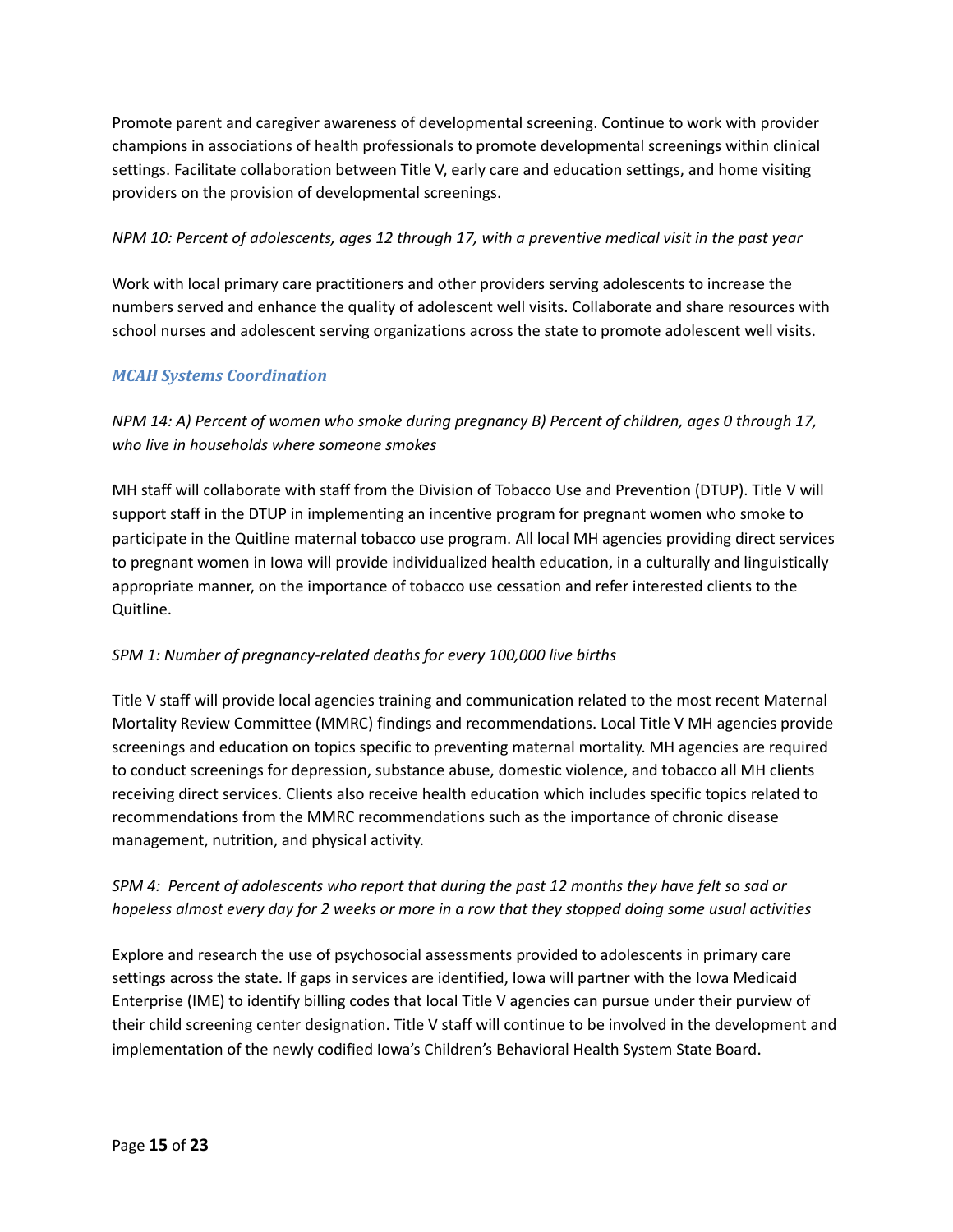Promote parent and caregiver awareness of developmental screening. Continue to work with provider champions in associations of health professionals to promote developmental screenings within clinical settings. Facilitate collaboration between Title V, early care and education settings, and home visiting providers on the provision of developmental screenings.

*NPM 10: Percent of adolescents, ages 12 through 17, with a preventive medical visit in the past year*

Work with local primary care practitioners and other providers serving adolescents to increase the numbers served and enhance the quality of adolescent well visits. Collaborate and share resources with school nurses and adolescent serving organizations across the state to promote adolescent well visits.

### *MCAH Systems Coordination*

*NPM 14: A) Percent of women who smoke during pregnancy B) Percent of children, ages 0 through 17, who live in households where someone smokes*

MH staff will collaborate with staff from the Division of Tobacco Use and Prevention (DTUP). Title V will support staff in the DTUP in implementing an incentive program for pregnant women who smoke to participate in the Quitline maternal tobacco use program. All local MH agencies providing direct services to pregnant women in Iowa will provide individualized health education, in a culturally and linguistically appropriate manner, on the importance of tobacco use cessation and refer interested clients to the Quitline.

*SPM 1: Number of pregnancy-related deaths for every 100,000 live births*

Title V staff will provide local agencies training and communication related to the most recent Maternal Mortality Review Committee (MMRC) findings and recommendations. Local Title V MH agencies provide screenings and education on topics specific to preventing maternal mortality. MH agencies are required to conduct screenings for depression, substance abuse, domestic violence, and tobacco all MH clients receiving direct services. Clients also receive health education which includes specific topics related to recommendations from the MMRC recommendations such as the importance of chronic disease management, nutrition, and physical activity.

*SPM 4: Percent of adolescents who report that during the past 12 months they have felt so sad or hopeless almost every day for 2 weeks or more in a row that they stopped doing some usual activities*

Explore and research the use of psychosocial assessments provided to adolescents in primary care settings across the state. If gaps in services are identified, Iowa will partner with the Iowa Medicaid Enterprise (IME) to identify billing codes that local Title V agencies can pursue under their purview of their child screening center designation. Title V staff will continue to be involved in the development and implementation of the newly codified Iowa's Children's Behavioral Health System State Board.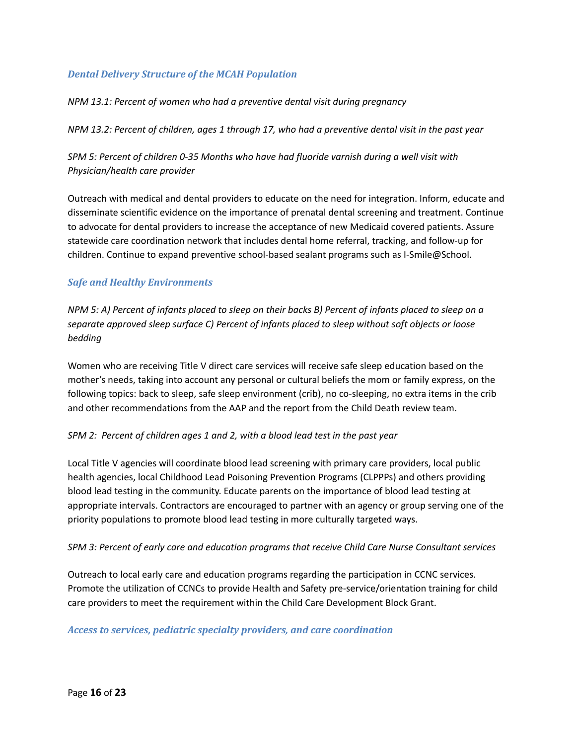### *Dental Delivery Structure of the MCAH Population*

*NPM 13.1: Percent of women who had a preventive dental visit during pregnancy*

*NPM 13.2: Percent of children, ages 1 through 17, who had a preventive dental visit in the past year*

*SPM 5: Percent of children 0-35 Months who have had fluoride varnish during a well visit with Physician/health care provider*

Outreach with medical and dental providers to educate on the need for integration. Inform, educate and disseminate scientific evidence on the importance of prenatal dental screening and treatment. Continue to advocate for dental providers to increase the acceptance of new Medicaid covered patients. Assure statewide care coordination network that includes dental home referral, tracking, and follow-up for children. Continue to expand preventive school-based sealant programs such as I-Smile@School.

### *Safe and Healthy Environments*

*NPM 5: A) Percent of infants placed to sleep on their backs B) Percent of infants placed to sleep on a separate approved sleep surface C) Percent of infants placed to sleep without soft objects or loose bedding*

Women who are receiving Title V direct care services will receive safe sleep education based on the mother's needs, taking into account any personal or cultural beliefs the mom or family express, on the following topics: back to sleep, safe sleep environment (crib), no co-sleeping, no extra items in the crib and other recommendations from the AAP and the report from the Child Death review team.

*SPM 2: Percent of children ages 1 and 2, with a blood lead test in the past year*

Local Title V agencies will coordinate blood lead screening with primary care providers, local public health agencies, local Childhood Lead Poisoning Prevention Programs (CLPPPs) and others providing blood lead testing in the community. Educate parents on the importance of blood lead testing at appropriate intervals. Contractors are encouraged to partner with an agency or group serving one of the priority populations to promote blood lead testing in more culturally targeted ways.

*SPM 3: Percent of early care and education programs that receive Child Care Nurse Consultant services*

Outreach to local early care and education programs regarding the participation in CCNC services. Promote the utilization of CCNCs to provide Health and Safety pre-service/orientation training for child care providers to meet the requirement within the Child Care Development Block Grant.

### *Access to services, pediatric specialty providers, and care coordination*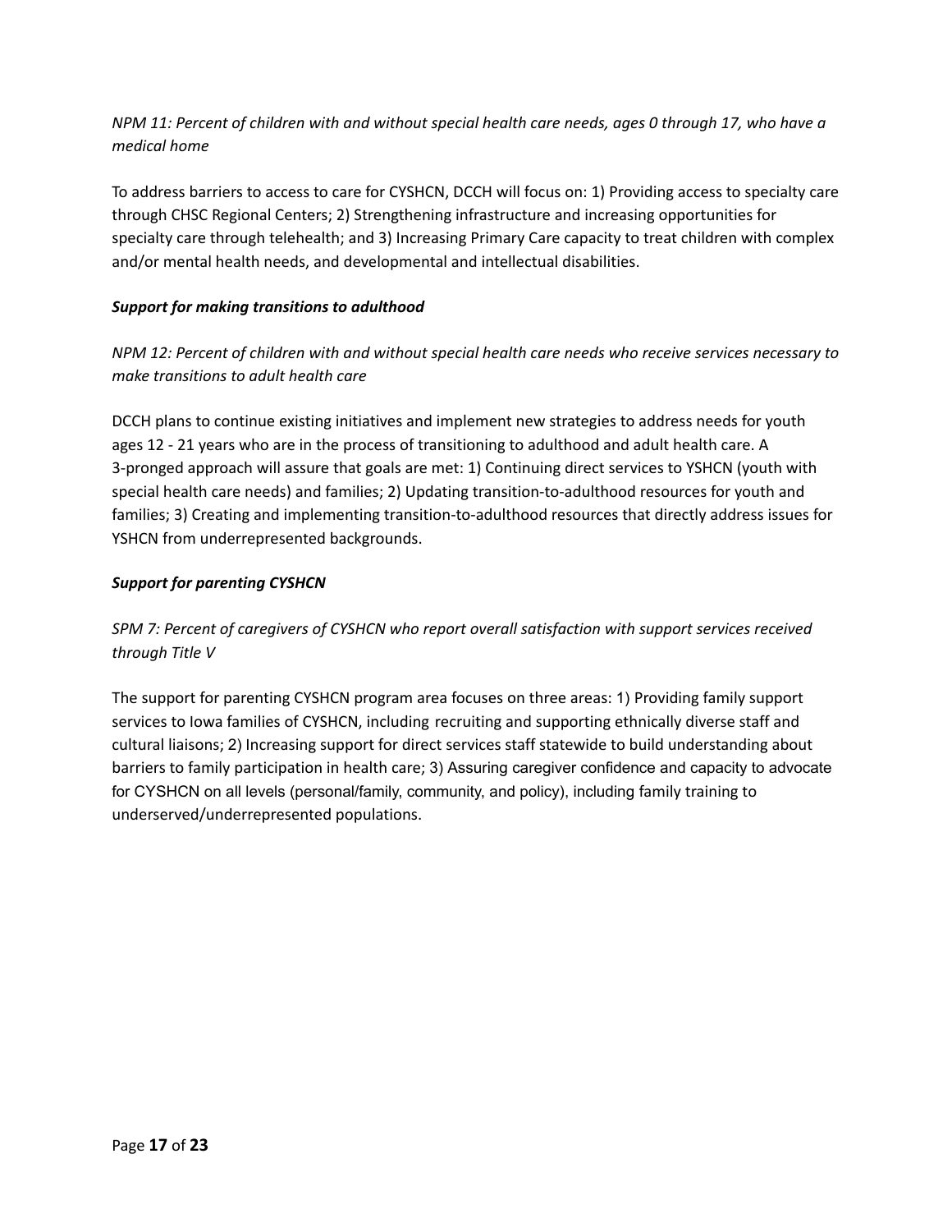*NPM 11: Percent of children with and without special health care needs, ages 0 through 17, who have a medical home*

To address barriers to access to care for CYSHCN, DCCH will focus on: 1) Providing access to specialty care through CHSC Regional Centers; 2) Strengthening infrastructure and increasing opportunities for specialty care through telehealth; and 3) Increasing Primary Care capacity to treat children with complex and/or mental health needs, and developmental and intellectual disabilities.

***Support for making transitions to adulthood***

*NPM 12: Percent of children with and without special health care needs who receive services necessary to make transitions to adult health care*

DCCH plans to continue existing initiatives and implement new strategies to address needs for youth ages 12 - 21 years who are in the process of transitioning to adulthood and adult health care. A 3-pronged approach will assure that goals are met: 1) Continuing direct services to YSHCN (youth with special health care needs) and families; 2) Updating transition-to-adulthood resources for youth and families; 3) Creating and implementing transition-to-adulthood resources that directly address issues for YSHCN from underrepresented backgrounds.

***Support for parenting CYSHCN***

*SPM 7: Percent of caregivers of CYSHCN who report overall satisfaction with support services received through Title V*

The support for parenting CYSHCN program area focuses on three areas: 1) Providing family support services to Iowa families of CYSHCN, including recruiting and supporting ethnically diverse staff and cultural liaisons; 2) Increasing support for direct services staff statewide to build understanding about barriers to family participation in health care; 3) Assuring caregiver confidence and capacity to advocate for CYSHCN on all levels (personal/family, community, and policy), including family training to underserved/underrepresented populations.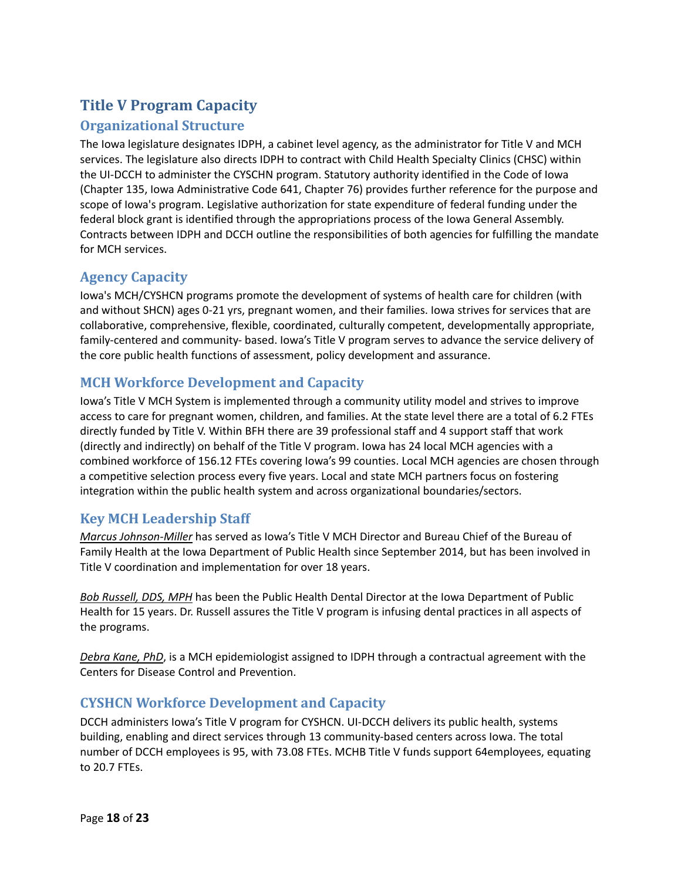# Title V Program Capacity

## Organizational Structure

The Iowa legislature designates IDPH, a cabinet level agency, as the administrator for Title V and MCH services. The legislature also directs IDPH to contract with Child Health Specialty Clinics (CHSC) within the UI-DCCH to administer the CYSCHN program. Statutory authority identified in the Code of Iowa (Chapter 135, Iowa Administrative Code 641, Chapter 76) provides further reference for the purpose and scope of Iowa's program. Legislative authorization for state expenditure of federal funding under the federal block grant is identified through the appropriations process of the Iowa General Assembly. Contracts between IDPH and DCCH outline the responsibilities of both agencies for fulfilling the mandate for MCH services.

## Agency Capacity

Iowa's MCH/CYSHCN programs promote the development of systems of health care for children (with and without SHCN) ages 0-21 yrs, pregnant women, and their families. Iowa strives for services that are collaborative, comprehensive, flexible, coordinated, culturally competent, developmentally appropriate, family-centered and community- based. Iowa's Title V program serves to advance the service delivery of the core public health functions of assessment, policy development and assurance.

## MCH Workforce Development and Capacity

Iowa's Title V MCH System is implemented through a community utility model and strives to improve access to care for pregnant women, children, and families. At the state level there are a total of 6.2 FTEs directly funded by Title V. Within BFH there are 39 professional staff and 4 support staff that work (directly and indirectly) on behalf of the Title V program. Iowa has 24 local MCH agencies with a combined workforce of 156.12 FTEs covering Iowa's 99 counties. Local MCH agencies are chosen through a competitive selection process every five years. Local and state MCH partners focus on fostering integration within the public health system and across organizational boundaries/sectors.

## Key MCH Leadership Staff

*Marcus Johnson-Miller* has served as Iowa's Title V MCH Director and Bureau Chief of the Bureau of Family Health at the Iowa Department of Public Health since September 2014, but has been involved in Title V coordination and implementation for over 18 years.

*Bob Russell, DDS, MPH* has been the Public Health Dental Director at the Iowa Department of Public Health for 15 years. Dr. Russell assures the Title V program is infusing dental practices in all aspects of the programs.

*Debra Kane, PhD*, is a MCH epidemiologist assigned to IDPH through a contractual agreement with the Centers for Disease Control and Prevention.

## CYSHCN Workforce Development and Capacity

DCCH administers Iowa's Title V program for CYSHCN. UI-DCCH delivers its public health, systems building, enabling and direct services through 13 community-based centers across Iowa. The total number of DCCH employees is 95, with 73.08 FTEs. MCHB Title V funds support 64employees, equating to 20.7 FTEs.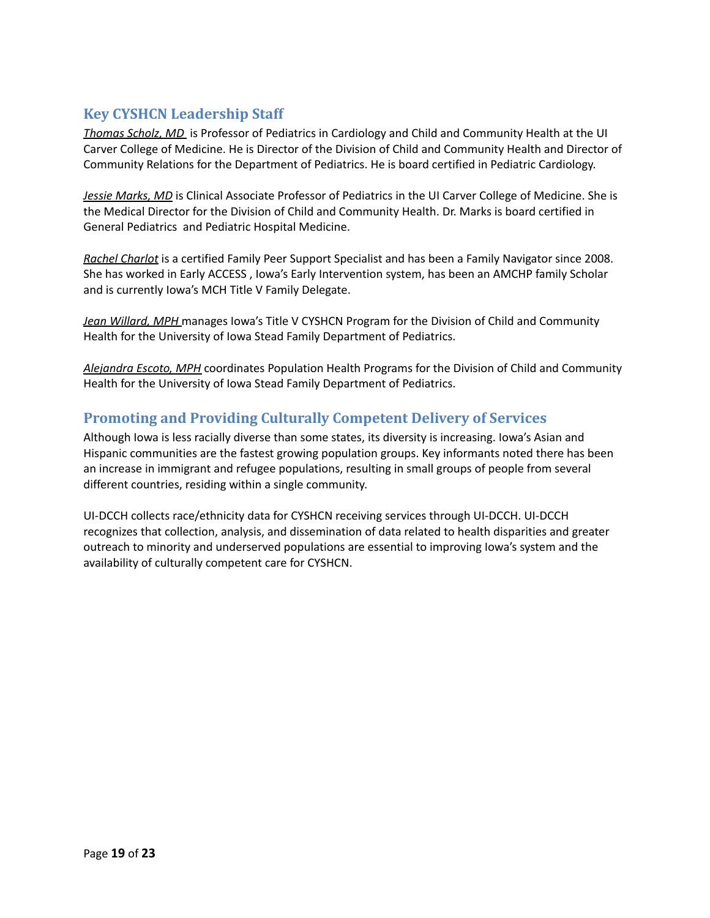## Key CYSHCN Leadership Staff

*Thomas Scholz, MD* is Professor of Pediatrics in Cardiology and Child and Community Health at the UI Carver College of Medicine. He is Director of the Division of Child and Community Health and Director of Community Relations for the Department of Pediatrics. He is board certified in Pediatric Cardiology.

*Jessie Marks, MD* is Clinical Associate Professor of Pediatrics in the UI Carver College of Medicine. She is the Medical Director for the Division of Child and Community Health. Dr. Marks is board certified in General Pediatrics and Pediatric Hospital Medicine.

*Rachel Charlot* is a certified Family Peer Support Specialist and has been a Family Navigator since 2008. She has worked in Early ACCESS , Iowa's Early Intervention system, has been an AMCHP family Scholar and is currently Iowa's MCH Title V Family Delegate.

*Jean Willard, MPH* manages Iowa's Title V CYSHCN Program for the Division of Child and Community Health for the University of Iowa Stead Family Department of Pediatrics.

*Alejandra Escoto, MPH* coordinates Population Health Programs for the Division of Child and Community Health for the University of Iowa Stead Family Department of Pediatrics.

## Promoting and Providing Culturally Competent Delivery of Services

Although Iowa is less racially diverse than some states, its diversity is increasing. Iowa's Asian and Hispanic communities are the fastest growing population groups. Key informants noted there has been an increase in immigrant and refugee populations, resulting in small groups of people from several different countries, residing within a single community.

UI-DCCH collects race/ethnicity data for CYSHCN receiving services through UI-DCCH. UI-DCCH recognizes that collection, analysis, and dissemination of data related to health disparities and greater outreach to minority and underserved populations are essential to improving Iowa's system and the availability of culturally competent care for CYSHCN.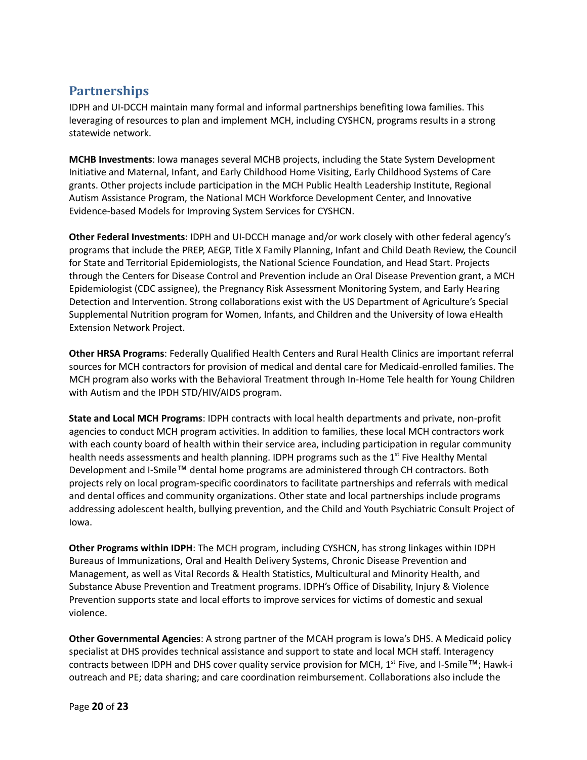## Partnerships

IDPH and UI-DCCH maintain many formal and informal partnerships benefiting Iowa families. This leveraging of resources to plan and implement MCH, including CYSHCN, programs results in a strong statewide network.

**MCHB Investments**: Iowa manages several MCHB projects, including the State System Development Initiative and Maternal, Infant, and Early Childhood Home Visiting, Early Childhood Systems of Care grants. Other projects include participation in the MCH Public Health Leadership Institute, Regional Autism Assistance Program, the National MCH Workforce Development Center, and Innovative Evidence-based Models for Improving System Services for CYSHCN.

**Other Federal Investments**: IDPH and UI-DCCH manage and/or work closely with other federal agency's programs that include the PREP, AEGP, Title X Family Planning, Infant and Child Death Review, the Council for State and Territorial Epidemiologists, the National Science Foundation, and Head Start. Projects through the Centers for Disease Control and Prevention include an Oral Disease Prevention grant, a MCH Epidemiologist (CDC assignee), the Pregnancy Risk Assessment Monitoring System, and Early Hearing Detection and Intervention. Strong collaborations exist with the US Department of Agriculture's Special Supplemental Nutrition program for Women, Infants, and Children and the University of Iowa eHealth Extension Network Project.

**Other HRSA Programs**: Federally Qualified Health Centers and Rural Health Clinics are important referral sources for MCH contractors for provision of medical and dental care for Medicaid-enrolled families. The MCH program also works with the Behavioral Treatment through In-Home Tele health for Young Children with Autism and the IPDH STD/HIV/AIDS program.

**State and Local MCH Programs**: IDPH contracts with local health departments and private, non-profit agencies to conduct MCH program activities. In addition to families, these local MCH contractors work with each county board of health within their service area, including participation in regular community health needs assessments and health planning. IDPH programs such as the 1st Five Healthy Mental Development and I-Smile™ dental home programs are administered through CH contractors. Both projects rely on local program-specific coordinators to facilitate partnerships and referrals with medical and dental offices and community organizations. Other state and local partnerships include programs addressing adolescent health, bullying prevention, and the Child and Youth Psychiatric Consult Project of Iowa.

**Other Programs within IDPH**: The MCH program, including CYSHCN, has strong linkages within IDPH Bureaus of Immunizations, Oral and Health Delivery Systems, Chronic Disease Prevention and Management, as well as Vital Records & Health Statistics, Multicultural and Minority Health, and Substance Abuse Prevention and Treatment programs. IDPH's Office of Disability, Injury & Violence Prevention supports state and local efforts to improve services for victims of domestic and sexual violence.

**Other Governmental Agencies**: A strong partner of the MCAH program is Iowa's DHS. A Medicaid policy specialist at DHS provides technical assistance and support to state and local MCH staff. Interagency contracts between IDPH and DHS cover quality service provision for MCH, 1st Five, and I-Smile™; Hawk-i outreach and PE; data sharing; and care coordination reimbursement. Collaborations also include the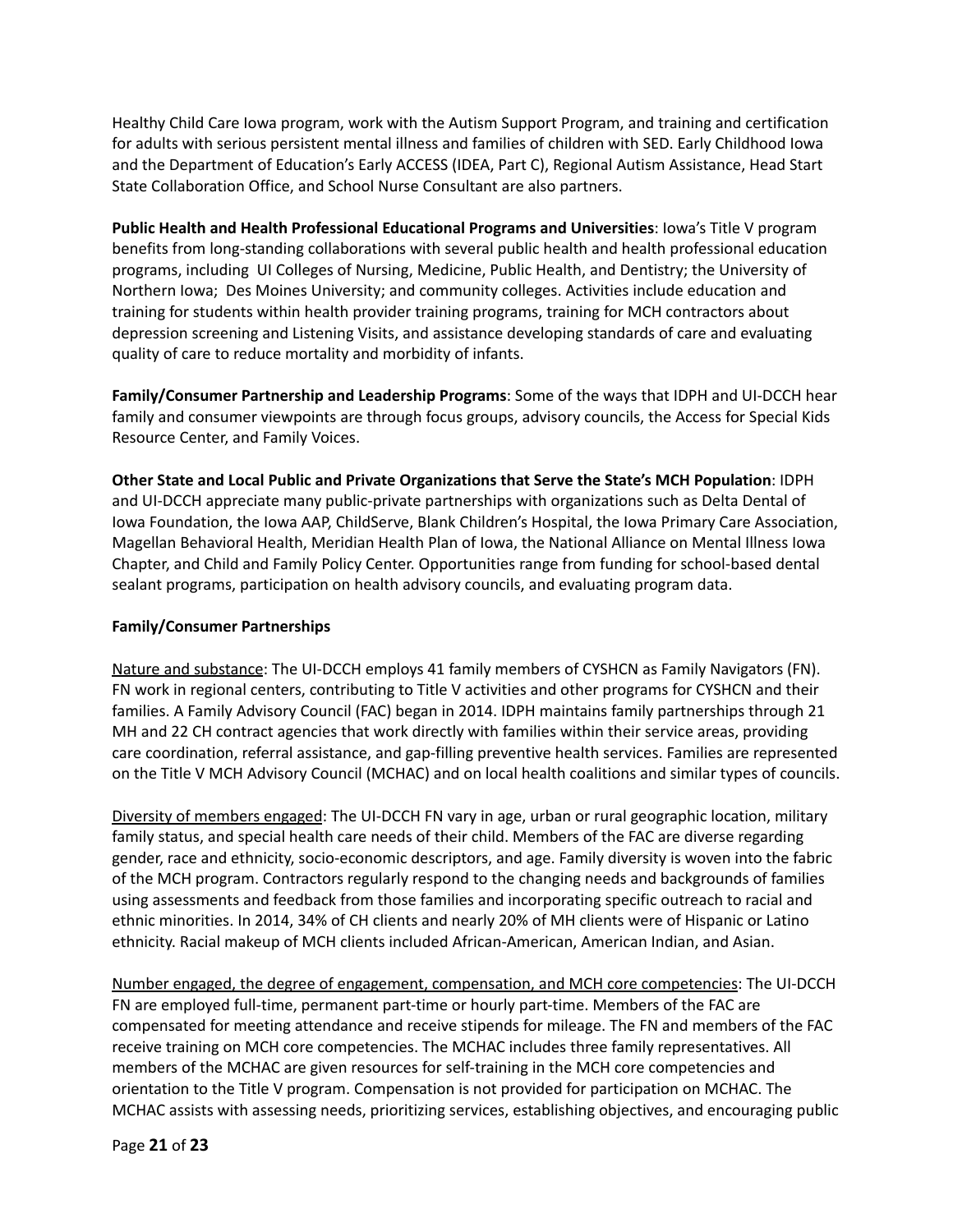Healthy Child Care Iowa program, work with the Autism Support Program, and training and certification for adults with serious persistent mental illness and families of children with SED. Early Childhood Iowa and the Department of Education's Early ACCESS (IDEA, Part C), Regional Autism Assistance, Head Start State Collaboration Office, and School Nurse Consultant are also partners.

**Public Health and Health Professional Educational Programs and Universities**: Iowa's Title V program benefits from long-standing collaborations with several public health and health professional education programs, including UI Colleges of Nursing, Medicine, Public Health, and Dentistry; the University of Northern Iowa; Des Moines University; and community colleges. Activities include education and training for students within health provider training programs, training for MCH contractors about depression screening and Listening Visits, and assistance developing standards of care and evaluating quality of care to reduce mortality and morbidity of infants.

**Family/Consumer Partnership and Leadership Programs**: Some of the ways that IDPH and UI-DCCH hear family and consumer viewpoints are through focus groups, advisory councils, the Access for Special Kids Resource Center, and Family Voices.

**Other State and Local Public and Private Organizations that Serve the State's MCH Population**: IDPH and UI-DCCH appreciate many public-private partnerships with organizations such as Delta Dental of Iowa Foundation, the Iowa AAP, ChildServe, Blank Children's Hospital, the Iowa Primary Care Association, Magellan Behavioral Health, Meridian Health Plan of Iowa, the National Alliance on Mental Illness Iowa Chapter, and Child and Family Policy Center. Opportunities range from funding for school-based dental sealant programs, participation on health advisory councils, and evaluating program data.

**Family/Consumer Partnerships**

Nature and substance: The UI-DCCH employs 41 family members of CYSHCN as Family Navigators (FN). FN work in regional centers, contributing to Title V activities and other programs for CYSHCN and their families. A Family Advisory Council (FAC) began in 2014. IDPH maintains family partnerships through 21 MH and 22 CH contract agencies that work directly with families within their service areas, providing care coordination, referral assistance, and gap-filling preventive health services. Families are represented on the Title V MCH Advisory Council (MCHAC) and on local health coalitions and similar types of councils.

Diversity of members engaged: The UI-DCCH FN vary in age, urban or rural geographic location, military family status, and special health care needs of their child. Members of the FAC are diverse regarding gender, race and ethnicity, socio-economic descriptors, and age. Family diversity is woven into the fabric of the MCH program. Contractors regularly respond to the changing needs and backgrounds of families using assessments and feedback from those families and incorporating specific outreach to racial and ethnic minorities. In 2014, 34% of CH clients and nearly 20% of MH clients were of Hispanic or Latino ethnicity. Racial makeup of MCH clients included African-American, American Indian, and Asian.

Number engaged, the degree of engagement, compensation, and MCH core competencies: The UI-DCCH FN are employed full-time, permanent part-time or hourly part-time. Members of the FAC are compensated for meeting attendance and receive stipends for mileage. The FN and members of the FAC receive training on MCH core competencies. The MCHAC includes three family representatives. All members of the MCHAC are given resources for self-training in the MCH core competencies and orientation to the Title V program. Compensation is not provided for participation on MCHAC. The MCHAC assists with assessing needs, prioritizing services, establishing objectives, and encouraging public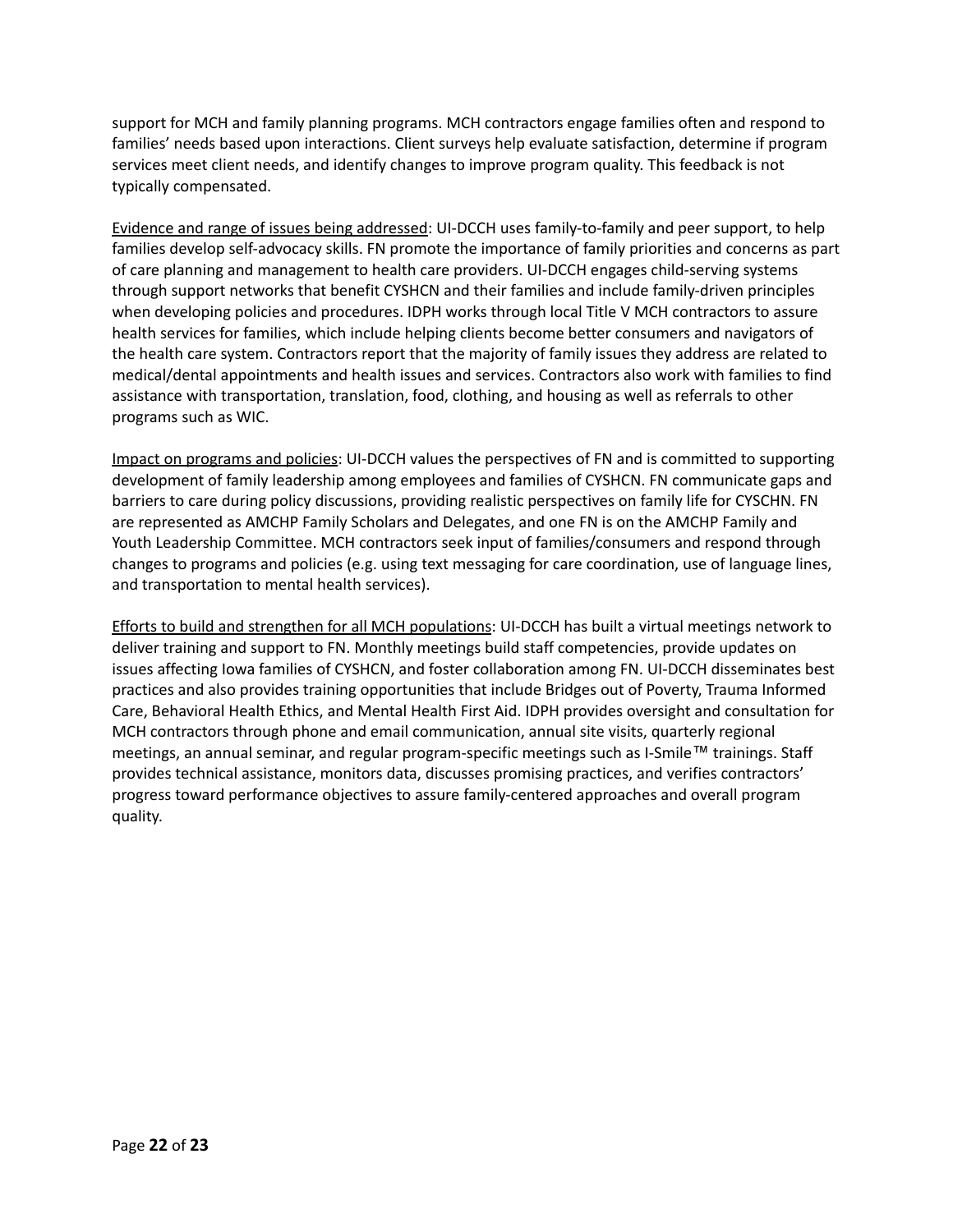support for MCH and family planning programs. MCH contractors engage families often and respond to families' needs based upon interactions. Client surveys help evaluate satisfaction, determine if program services meet client needs, and identify changes to improve program quality. This feedback is not typically compensated.

<u>Evidence and range of issues being addressed</u>: UI-DCCH uses family-to-family and peer support, to help families develop self-advocacy skills. FN promote the importance of family priorities and concerns as part of care planning and management to health care providers. UI-DCCH engages child-serving systems through support networks that benefit CYSHCN and their families and include family-driven principles when developing policies and procedures. IDPH works through local Title V MCH contractors to assure health services for families, which include helping clients become better consumers and navigators of the health care system. Contractors report that the majority of family issues they address are related to medical/dental appointments and health issues and services. Contractors also work with families to find assistance with transportation, translation, food, clothing, and housing as well as referrals to other programs such as WIC.

<u>Impact on programs and policies</u>: UI-DCCH values the perspectives of FN and is committed to supporting development of family leadership among employees and families of CYSHCN. FN communicate gaps and barriers to care during policy discussions, providing realistic perspectives on family life for CYSCHN. FN are represented as AMCHP Family Scholars and Delegates, and one FN is on the AMCHP Family and Youth Leadership Committee. MCH contractors seek input of families/consumers and respond through changes to programs and policies (e.g. using text messaging for care coordination, use of language lines, and transportation to mental health services).

<u>Efforts to build and strengthen for all MCH populations</u>: UI-DCCH has built a virtual meetings network to deliver training and support to FN. Monthly meetings build staff competencies, provide updates on issues affecting Iowa families of CYSHCN, and foster collaboration among FN. UI-DCCH disseminates best practices and also provides training opportunities that include Bridges out of Poverty, Trauma Informed Care, Behavioral Health Ethics, and Mental Health First Aid. IDPH provides oversight and consultation for MCH contractors through phone and email communication, annual site visits, quarterly regional meetings, an annual seminar, and regular program-specific meetings such as I-Smile™ trainings. Staff provides technical assistance, monitors data, discusses promising practices, and verifies contractors' progress toward performance objectives to assure family-centered approaches and overall program quality.